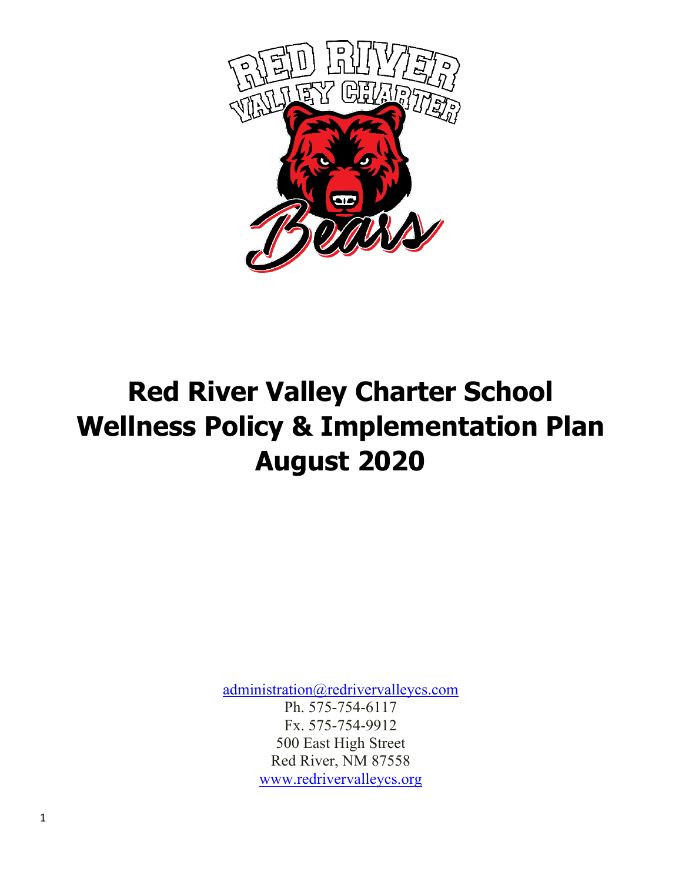# Red River Valley Charter School Wellness Policy & Implementation Plan August 2020

[administration@redrivervalleycs.com](mailto:administration@redrivervalleycs.com)
Ph. 575-754-6117
Fx. 575-754-9912
500 East High Street
Red River, NM 87558
[www.redrivervalleycs.org](http://www.redrivervalleycs.org)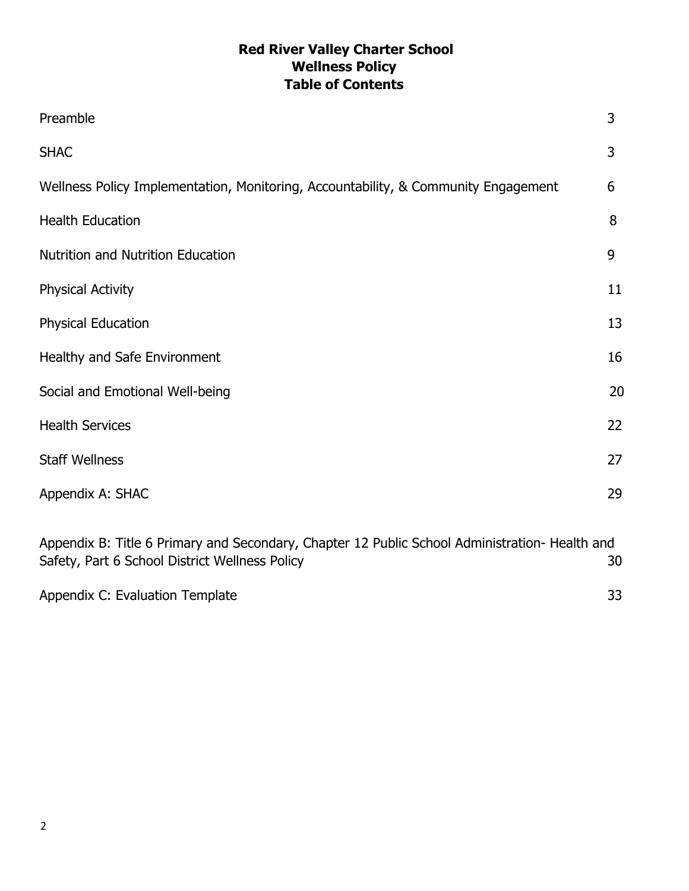**Red River Valley Charter School**
**Wellness Policy**
**Table of Contents**

| | |
|---|---|
| Preamble | 3 |
| SHAC | 3 |
| Wellness Policy Implementation, Monitoring, Accountability, & Community Engagement | 6 |
| Health Education | 8 |
| Nutrition and Nutrition Education | 9 |
| Physical Activity | 11 |
| Physical Education | 13 |
| Healthy and Safe Environment | 16 |
| Social and Emotional Well-being | 20 |
| Health Services | 22 |
| Staff Wellness | 27 |
| Appendix A: SHAC | 29 |
| Appendix B: Title 6 Primary and Secondary, Chapter 12 Public School Administration- Health and Safety, Part 6 School District Wellness Policy | 30 |
| Appendix C: Evaluation Template | 33 |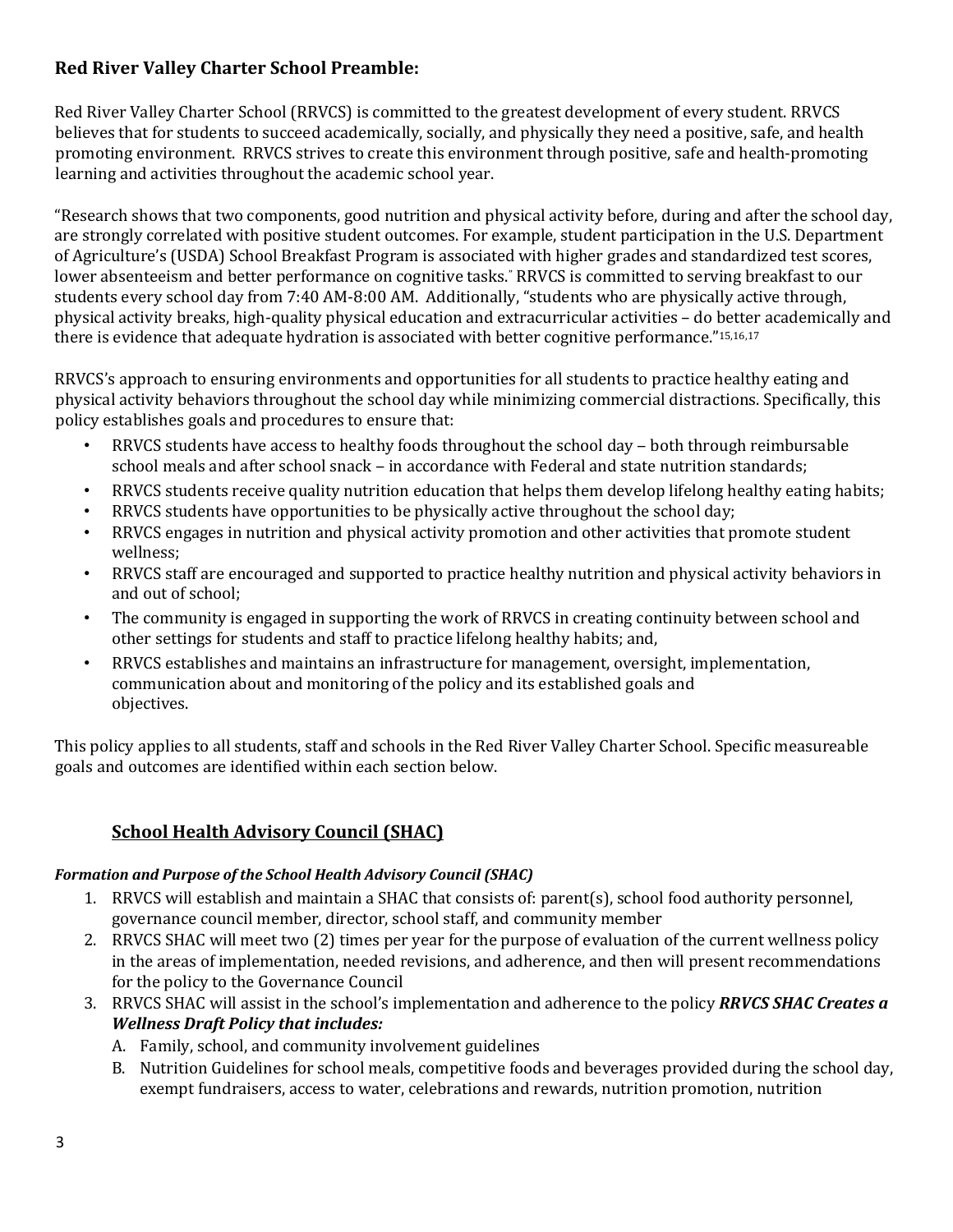## Red River Valley Charter School Preamble:

Red River Valley Charter School (RRVCS) is committed to the greatest development of every student. RRVCS believes that for students to succeed academically, socially, and physically they need a positive, safe, and health promoting environment. RRVCS strives to create this environment through positive, safe and health-promoting learning and activities throughout the academic school year.

"Research shows that two components, good nutrition and physical activity before, during and after the school day, are strongly correlated with positive student outcomes. For example, student participation in the U.S. Department of Agriculture's (USDA) School Breakfast Program is associated with higher grades and standardized test scores, lower absenteeism and better performance on cognitive tasks." RRVCS is committed to serving breakfast to our students every school day from 7:40 AM-8:00 AM. Additionally, "students who are physically active through, physical activity breaks, high-quality physical education and extracurricular activities – do better academically and there is evidence that adequate hydration is associated with better cognitive performance."[15,16,17]

RRVCS's approach to ensuring environments and opportunities for all students to practice healthy eating and physical activity behaviors throughout the school day while minimizing commercial distractions. Specifically, this policy establishes goals and procedures to ensure that:

- RRVCS students have access to healthy foods throughout the school day – both through reimbursable school meals and after school snack – in accordance with Federal and state nutrition standards;
- RRVCS students receive quality nutrition education that helps them develop lifelong healthy eating habits;
- RRVCS students have opportunities to be physically active throughout the school day;
- RRVCS engages in nutrition and physical activity promotion and other activities that promote student wellness;
- RRVCS staff are encouraged and supported to practice healthy nutrition and physical activity behaviors in and out of school;
- The community is engaged in supporting the work of RRVCS in creating continuity between school and other settings for students and staff to practice lifelong healthy habits; and,
- RRVCS establishes and maintains an infrastructure for management, oversight, implementation, communication about and monitoring of the policy and its established goals and objectives.

This policy applies to all students, staff and schools in the Red River Valley Charter School. Specific measureable goals and outcomes are identified within each section below.

## School Health Advisory Council (SHAC)

***Formation and Purpose of the School Health Advisory Council (SHAC)***

1. RRVCS will establish and maintain a SHAC that consists of: parent(s), school food authority personnel, governance council member, director, school staff, and community member
2. RRVCS SHAC will meet two (2) times per year for the purpose of evaluation of the current wellness policy in the areas of implementation, needed revisions, and adherence, and then will present recommendations for the policy to the Governance Council
3. RRVCS SHAC will assist in the school's implementation and adherence to the policy ***RRVCS SHAC Creates a Wellness Draft Policy that includes:***
   A. Family, school, and community involvement guidelines
   B. Nutrition Guidelines for school meals, competitive foods and beverages provided during the school day, exempt fundraisers, access to water, celebrations and rewards, nutrition promotion, nutrition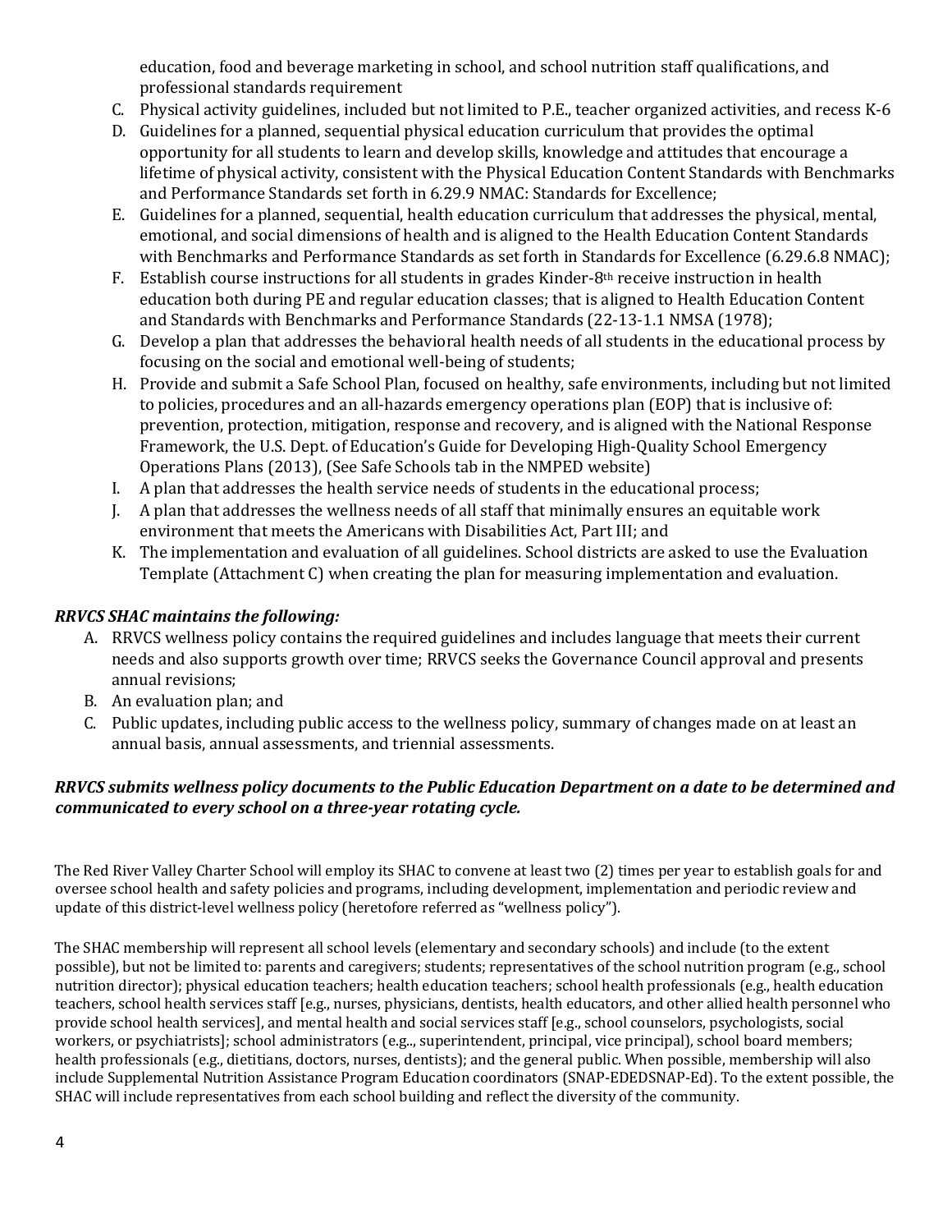education, food and beverage marketing in school, and school nutrition staff qualifications, and professional standards requirement

C. Physical activity guidelines, included but not limited to P.E., teacher organized activities, and recess K-6
D. Guidelines for a planned, sequential physical education curriculum that provides the optimal opportunity for all students to learn and develop skills, knowledge and attitudes that encourage a lifetime of physical activity, consistent with the Physical Education Content Standards with Benchmarks and Performance Standards set forth in 6.29.9 NMAC: Standards for Excellence;
E. Guidelines for a planned, sequential, health education curriculum that addresses the physical, mental, emotional, and social dimensions of health and is aligned to the Health Education Content Standards with Benchmarks and Performance Standards as set forth in Standards for Excellence (6.29.6.8 NMAC);
F. Establish course instructions for all students in grades Kinder-8th receive instruction in health education both during PE and regular education classes; that is aligned to Health Education Content and Standards with Benchmarks and Performance Standards (22-13-1.1 NMSA (1978);
G. Develop a plan that addresses the behavioral health needs of all students in the educational process by focusing on the social and emotional well-being of students;
H. Provide and submit a Safe School Plan, focused on healthy, safe environments, including but not limited to policies, procedures and an all-hazards emergency operations plan (EOP) that is inclusive of: prevention, protection, mitigation, response and recovery, and is aligned with the National Response Framework, the U.S. Dept. of Education's Guide for Developing High-Quality School Emergency Operations Plans (2013), (See Safe Schools tab in the NMPED website)
I. A plan that addresses the health service needs of students in the educational process;
J. A plan that addresses the wellness needs of all staff that minimally ensures an equitable work environment that meets the Americans with Disabilities Act, Part III; and
K. The implementation and evaluation of all guidelines. School districts are asked to use the Evaluation Template (Attachment C) when creating the plan for measuring implementation and evaluation.

***RRVCS SHAC maintains the following:***

A. RRVCS wellness policy contains the required guidelines and includes language that meets their current needs and also supports growth over time; RRVCS seeks the Governance Council approval and presents annual revisions;
B. An evaluation plan; and
C. Public updates, including public access to the wellness policy, summary of changes made on at least an annual basis, annual assessments, and triennial assessments.

***RRVCS submits wellness policy documents to the Public Education Department on a date to be determined and communicated to every school on a three-year rotating cycle.***

The Red River Valley Charter School will employ its SHAC to convene at least two (2) times per year to establish goals for and oversee school health and safety policies and programs, including development, implementation and periodic review and update of this district-level wellness policy (heretofore referred as "wellness policy").

The SHAC membership will represent all school levels (elementary and secondary schools) and include (to the extent possible), but not be limited to: parents and caregivers; students; representatives of the school nutrition program (e.g., school nutrition director); physical education teachers; health education teachers; school health professionals (e.g., health education teachers, school health services staff [e.g., nurses, physicians, dentists, health educators, and other allied health personnel who provide school health services], and mental health and social services staff [e.g., school counselors, psychologists, social workers, or psychiatrists]; school administrators (e.g.., superintendent, principal, vice principal), school board members; health professionals (e.g., dietitians, doctors, nurses, dentists); and the general public. When possible, membership will also include Supplemental Nutrition Assistance Program Education coordinators (SNAP-EDEDSNAP-Ed). To the extent possible, the SHAC will include representatives from each school building and reflect the diversity of the community.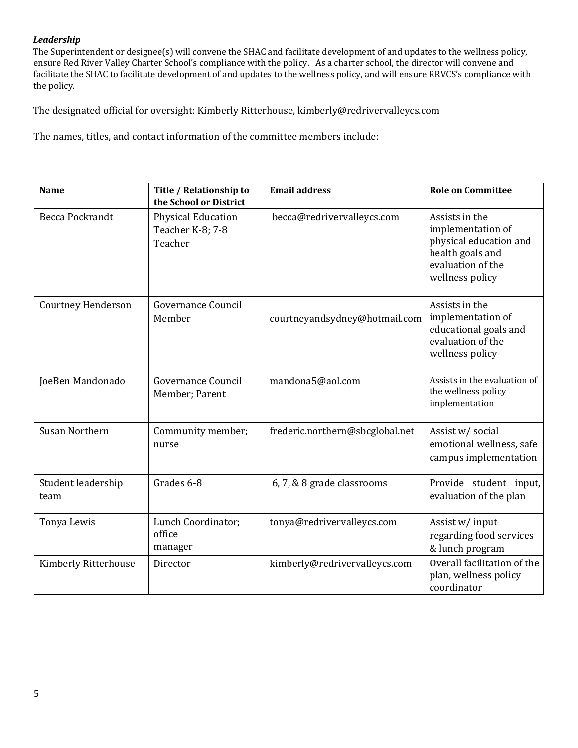***Leadership***

The Superintendent or designee(s) will convene the SHAC and facilitate development of and updates to the wellness policy, ensure Red River Valley Charter School's compliance with the policy. As a charter school, the director will convene and facilitate the SHAC to facilitate development of and updates to the wellness policy, and will ensure RRVCS's compliance with the policy.

The designated official for oversight: Kimberly Ritterhouse, kimberly@redrivervalleycs.com

The names, titles, and contact information of the committee members include:

| Name | Title / Relationship to the School or District | Email address | Role on Committee |
|---|---|---|---|
| Becca Pockrandt | Physical Education Teacher K-8; 7-8 Teacher | becca@redrivervalleycs.com | Assists in the implementation of physical education and health goals and evaluation of the wellness policy |
| Courtney Henderson | Governance Council Member | courtneyandsydney@hotmail.com | Assists in the implementation of educational goals and evaluation of the wellness policy |
| JoeBen Mandonado | Governance Council Member; Parent | mandona5@aol.com | Assists in the evaluation of the wellness policy implementation |
| Susan Northern | Community member; nurse | frederic.northern@sbcglobal.net | Assist w/ social emotional wellness, safe campus implementation |
| Student leadership team | Grades 6-8 | 6, 7, & 8 grade classrooms | Provide student input, evaluation of the plan |
| Tonya Lewis | Lunch Coordinator; office manager | tonya@redrivervalleycs.com | Assist w/ input regarding food services & lunch program |
| Kimberly Ritterhouse | Director | kimberly@redrivervalleycs.com | Overall facilitation of the plan, wellness policy coordinator |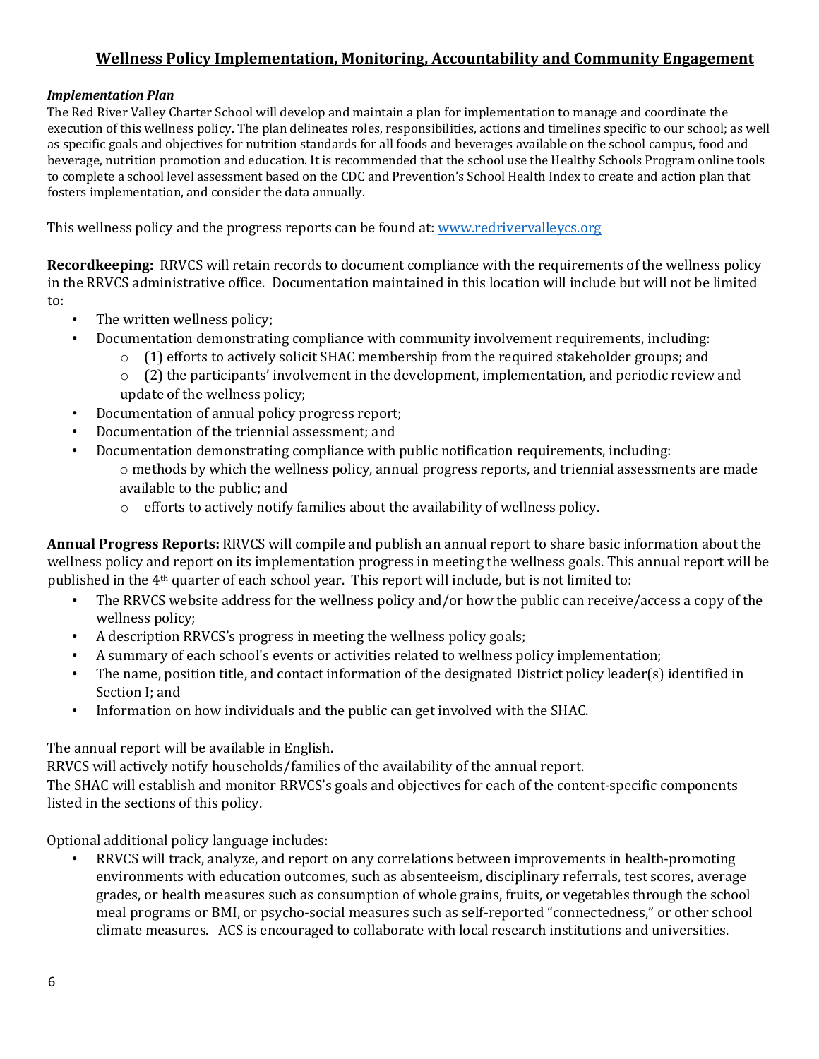## Wellness Policy Implementation, Monitoring, Accountability and Community Engagement

***Implementation Plan***

The Red River Valley Charter School will develop and maintain a plan for implementation to manage and coordinate the execution of this wellness policy. The plan delineates roles, responsibilities, actions and timelines specific to our school; as well as specific goals and objectives for nutrition standards for all foods and beverages available on the school campus, food and beverage, nutrition promotion and education. It is recommended that the school use the Healthy Schools Program online tools to complete a school level assessment based on the CDC and Prevention's School Health Index to create and action plan that fosters implementation, and consider the data annually.

This wellness policy and the progress reports can be found at: www.redrivervalleycs.org

**Recordkeeping:** RRVCS will retain records to document compliance with the requirements of the wellness policy in the RRVCS administrative office. Documentation maintained in this location will include but will not be limited to:

- The written wellness policy;
- Documentation demonstrating compliance with community involvement requirements, including:
  - (1) efforts to actively solicit SHAC membership from the required stakeholder groups; and
  - (2) the participants' involvement in the development, implementation, and periodic review and update of the wellness policy;
- Documentation of annual policy progress report;
- Documentation of the triennial assessment; and
- Documentation demonstrating compliance with public notification requirements, including:
  - methods by which the wellness policy, annual progress reports, and triennial assessments are made available to the public; and
  - efforts to actively notify families about the availability of wellness policy.

**Annual Progress Reports:** RRVCS will compile and publish an annual report to share basic information about the wellness policy and report on its implementation progress in meeting the wellness goals. This annual report will be published in the 4th quarter of each school year. This report will include, but is not limited to:

- The RRVCS website address for the wellness policy and/or how the public can receive/access a copy of the wellness policy;
- A description RRVCS's progress in meeting the wellness policy goals;
- A summary of each school's events or activities related to wellness policy implementation;
- The name, position title, and contact information of the designated District policy leader(s) identified in Section I; and
- Information on how individuals and the public can get involved with the SHAC.

The annual report will be available in English.
RRVCS will actively notify households/families of the availability of the annual report.
The SHAC will establish and monitor RRVCS's goals and objectives for each of the content-specific components listed in the sections of this policy.

Optional additional policy language includes:

- RRVCS will track, analyze, and report on any correlations between improvements in health-promoting environments with education outcomes, such as absenteeism, disciplinary referrals, test scores, average grades, or health measures such as consumption of whole grains, fruits, or vegetables through the school meal programs or BMI, or psycho-social measures such as self-reported "connectedness," or other school climate measures. ACS is encouraged to collaborate with local research institutions and universities.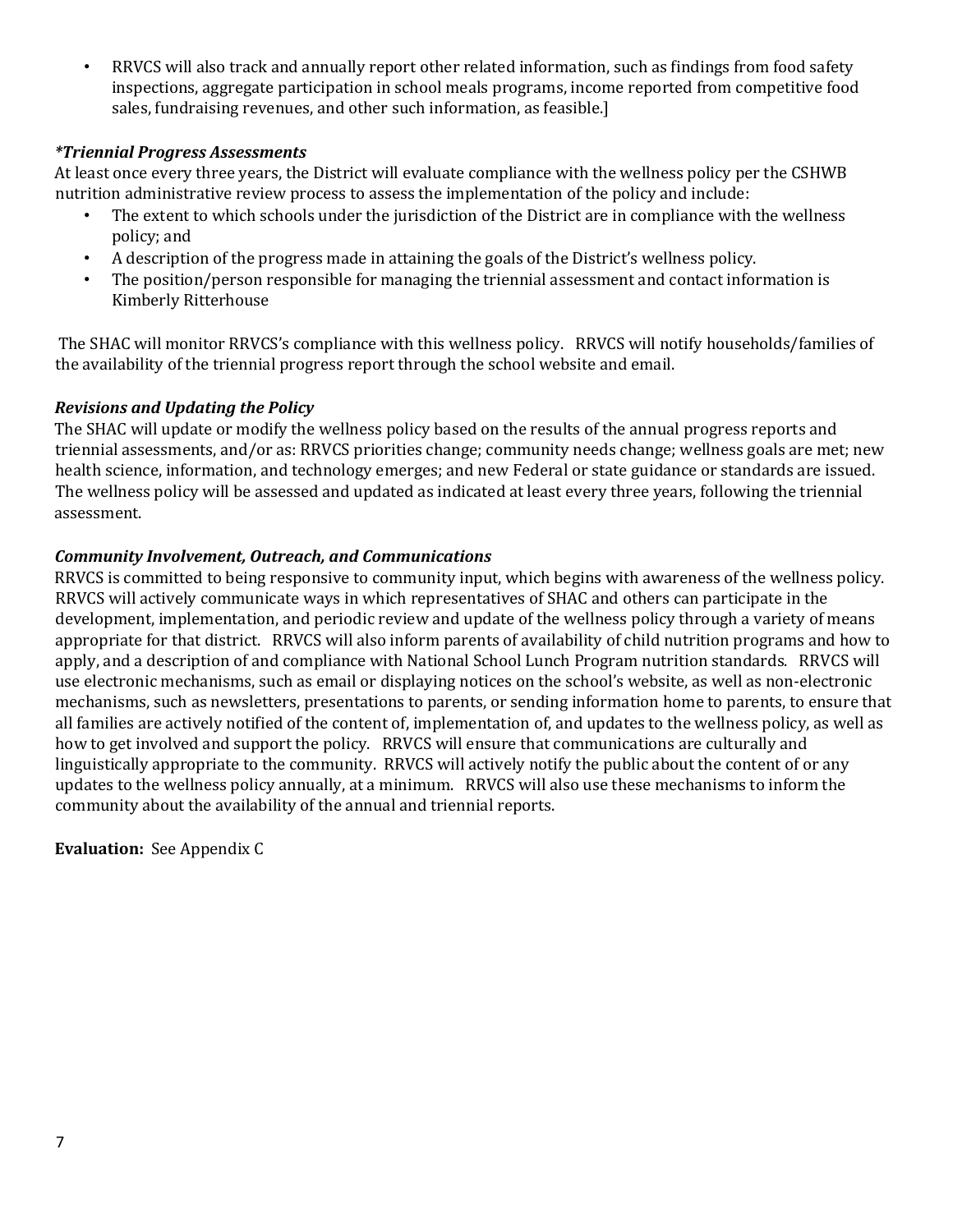- RRVCS will also track and annually report other related information, such as findings from food safety inspections, aggregate participation in school meals programs, income reported from competitive food sales, fundraising revenues, and other such information, as feasible.]

***Triennial Progress Assessments***

At least once every three years, the District will evaluate compliance with the wellness policy per the CSHWB nutrition administrative review process to assess the implementation of the policy and include:

- The extent to which schools under the jurisdiction of the District are in compliance with the wellness policy; and
- A description of the progress made in attaining the goals of the District's wellness policy.
- The position/person responsible for managing the triennial assessment and contact information is Kimberly Ritterhouse

The SHAC will monitor RRVCS's compliance with this wellness policy. RRVCS will notify households/families of the availability of the triennial progress report through the school website and email.

***Revisions and Updating the Policy***

The SHAC will update or modify the wellness policy based on the results of the annual progress reports and triennial assessments, and/or as: RRVCS priorities change; community needs change; wellness goals are met; new health science, information, and technology emerges; and new Federal or state guidance or standards are issued. The wellness policy will be assessed and updated as indicated at least every three years, following the triennial assessment.

***Community Involvement, Outreach, and Communications***

RRVCS is committed to being responsive to community input, which begins with awareness of the wellness policy. RRVCS will actively communicate ways in which representatives of SHAC and others can participate in the development, implementation, and periodic review and update of the wellness policy through a variety of means appropriate for that district. RRVCS will also inform parents of availability of child nutrition programs and how to apply, and a description of and compliance with National School Lunch Program nutrition standards. RRVCS will use electronic mechanisms, such as email or displaying notices on the school's website, as well as non-electronic mechanisms, such as newsletters, presentations to parents, or sending information home to parents, to ensure that all families are actively notified of the content of, implementation of, and updates to the wellness policy, as well as how to get involved and support the policy. RRVCS will ensure that communications are culturally and linguistically appropriate to the community. RRVCS will actively notify the public about the content of or any updates to the wellness policy annually, at a minimum. RRVCS will also use these mechanisms to inform the community about the availability of the annual and triennial reports.

**Evaluation:** See Appendix C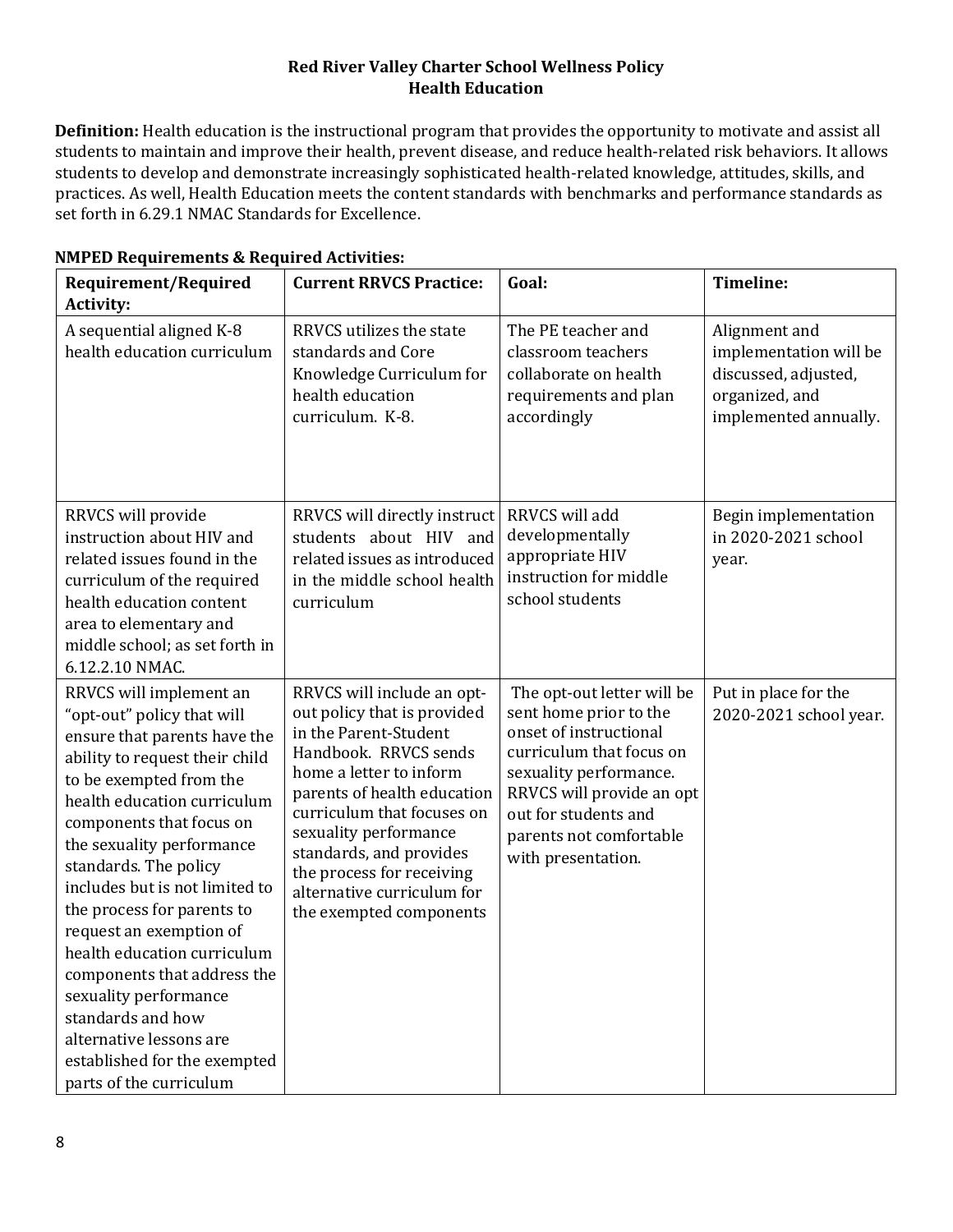**Red River Valley Charter School Wellness Policy**
**Health Education**

**Definition:** Health education is the instructional program that provides the opportunity to motivate and assist all students to maintain and improve their health, prevent disease, and reduce health-related risk behaviors. It allows students to develop and demonstrate increasingly sophisticated health-related knowledge, attitudes, skills, and practices. As well, Health Education meets the content standards with benchmarks and performance standards as set forth in 6.29.1 NMAC Standards for Excellence.

**NMPED Requirements & Required Activities:**

| Requirement/Required Activity: | Current RRVCS Practice: | Goal: | Timeline: |
|---|---|---|---|
| A sequential aligned K-8 health education curriculum | RRVCS utilizes the state standards and Core Knowledge Curriculum for health education curriculum. K-8. | The PE teacher and classroom teachers collaborate on health requirements and plan accordingly | Alignment and implementation will be discussed, adjusted, organized, and implemented annually. |
| RRVCS will provide instruction about HIV and related issues found in the curriculum of the required health education content area to elementary and middle school; as set forth in 6.12.2.10 NMAC. | RRVCS will directly instruct students about HIV and related issues as introduced in the middle school health curriculum | RRVCS will add developmentally appropriate HIV instruction for middle school students | Begin implementation in 2020-2021 school year. |
| RRVCS will implement an "opt-out" policy that will ensure that parents have the ability to request their child to be exempted from the health education curriculum components that focus on the sexuality performance standards. The policy includes but is not limited to the process for parents to request an exemption of health education curriculum components that address the sexuality performance standards and how alternative lessons are established for the exempted parts of the curriculum | RRVCS will include an opt-out policy that is provided in the Parent-Student Handbook. RRVCS sends home a letter to inform parents of health education curriculum that focuses on sexuality performance standards, and provides the process for receiving alternative curriculum for the exempted components | The opt-out letter will be sent home prior to the onset of instructional curriculum that focus on sexuality performance. RRVCS will provide an opt out for students and parents not comfortable with presentation. | Put in place for the 2020-2021 school year. |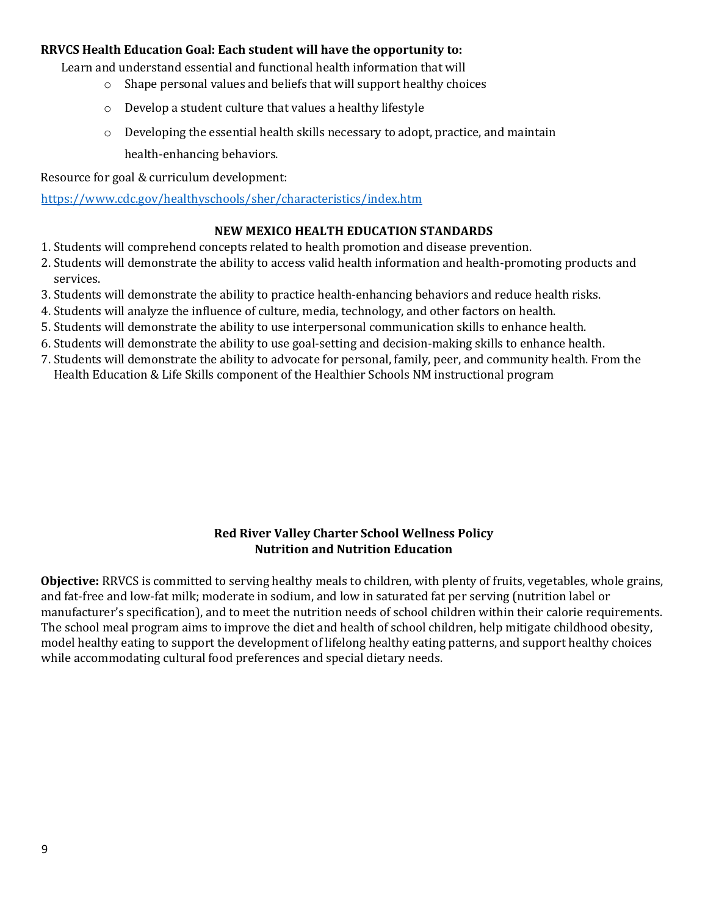**RRVCS Health Education Goal: Each student will have the opportunity to:**

Learn and understand essential and functional health information that will

- Shape personal values and beliefs that will support healthy choices
- Develop a student culture that values a healthy lifestyle
- Developing the essential health skills necessary to adopt, practice, and maintain health-enhancing behaviors.

Resource for goal & curriculum development:

https://www.cdc.gov/healthyschools/sher/characteristics/index.htm

**NEW MEXICO HEALTH EDUCATION STANDARDS**

1. Students will comprehend concepts related to health promotion and disease prevention.
2. Students will demonstrate the ability to access valid health information and health-promoting products and services.
3. Students will demonstrate the ability to practice health-enhancing behaviors and reduce health risks.
4. Students will analyze the influence of culture, media, technology, and other factors on health.
5. Students will demonstrate the ability to use interpersonal communication skills to enhance health.
6. Students will demonstrate the ability to use goal-setting and decision-making skills to enhance health.
7. Students will demonstrate the ability to advocate for personal, family, peer, and community health. From the Health Education & Life Skills component of the Healthier Schools NM instructional program

**Red River Valley Charter School Wellness Policy**
**Nutrition and Nutrition Education**

**Objective:** RRVCS is committed to serving healthy meals to children, with plenty of fruits, vegetables, whole grains, and fat-free and low-fat milk; moderate in sodium, and low in saturated fat per serving (nutrition label or manufacturer's specification), and to meet the nutrition needs of school children within their calorie requirements. The school meal program aims to improve the diet and health of school children, help mitigate childhood obesity, model healthy eating to support the development of lifelong healthy eating patterns, and support healthy choices while accommodating cultural food preferences and special dietary needs.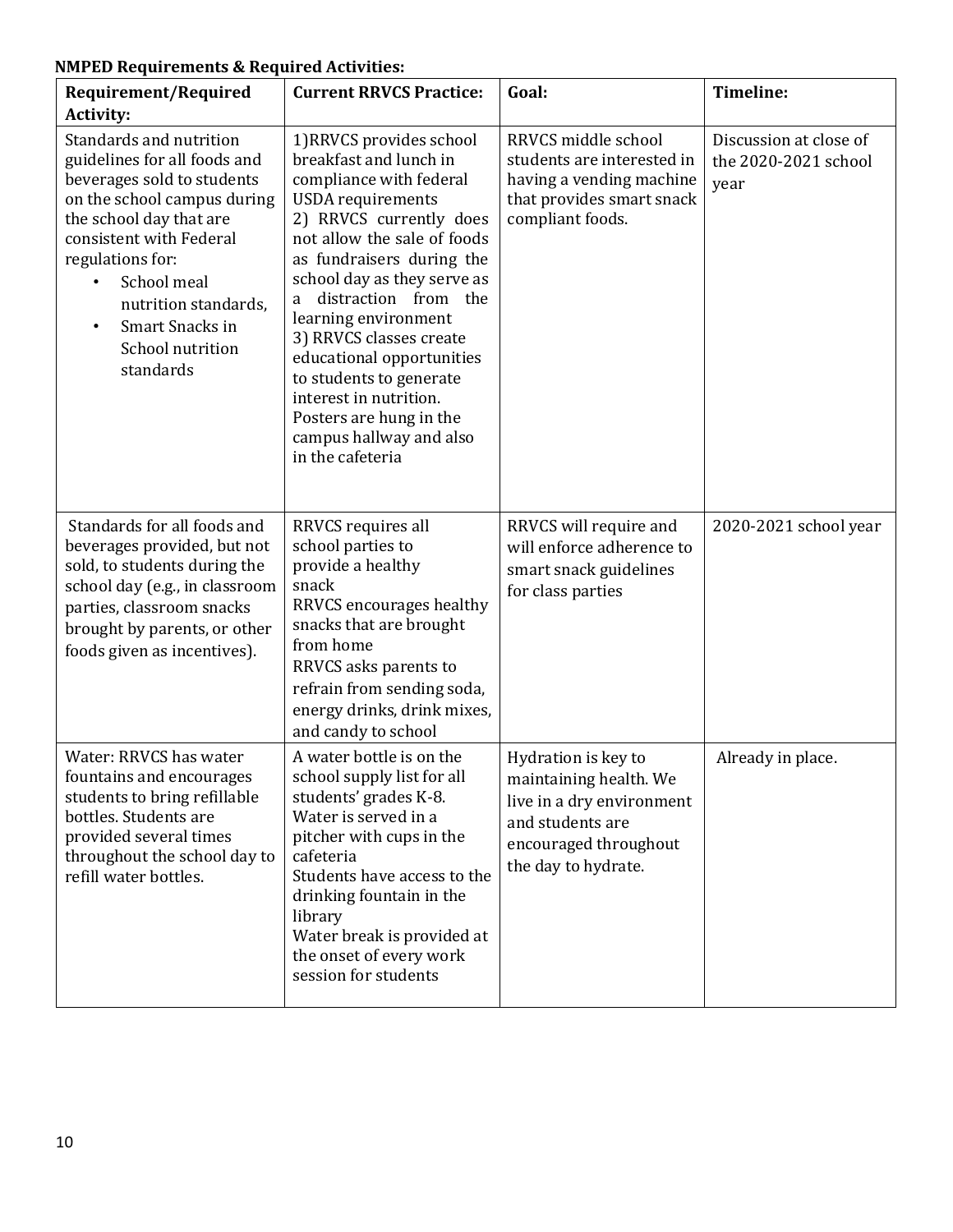**NMPED Requirements & Required Activities:**

| Requirement/Required Activity: | Current RRVCS Practice: | Goal: | Timeline: |
|---|---|---|---|
| Standards and nutrition guidelines for all foods and beverages sold to students on the school campus during the school day that are consistent with Federal regulations for: <br>• School meal nutrition standards, <br>• Smart Snacks in School nutrition standards | 1)RRVCS provides school breakfast and lunch in compliance with federal USDA requirements <br>2) RRVCS currently does not allow the sale of foods as fundraisers during the school day as they serve as a distraction from the learning environment <br>3) RRVCS classes create educational opportunities to students to generate interest in nutrition. Posters are hung in the campus hallway and also in the cafeteria | RRVCS middle school students are interested in having a vending machine that provides smart snack compliant foods. | Discussion at close of the 2020-2021 school year |
| Standards for all foods and beverages provided, but not sold, to students during the school day (e.g., in classroom parties, classroom snacks brought by parents, or other foods given as incentives). | RRVCS requires all school parties to provide a healthy snack <br>RRVCS encourages healthy snacks that are brought from home <br>RRVCS asks parents to refrain from sending soda, energy drinks, drink mixes, and candy to school | RRVCS will require and will enforce adherence to smart snack guidelines for class parties | 2020-2021 school year |
| Water: RRVCS has water fountains and encourages students to bring refillable bottles. Students are provided several times throughout the school day to refill water bottles. | A water bottle is on the school supply list for all students' grades K-8. <br>Water is served in a pitcher with cups in the cafeteria <br>Students have access to the drinking fountain in the library <br>Water break is provided at the onset of every work session for students | Hydration is key to maintaining health. We live in a dry environment and students are encouraged throughout the day to hydrate. | Already in place. |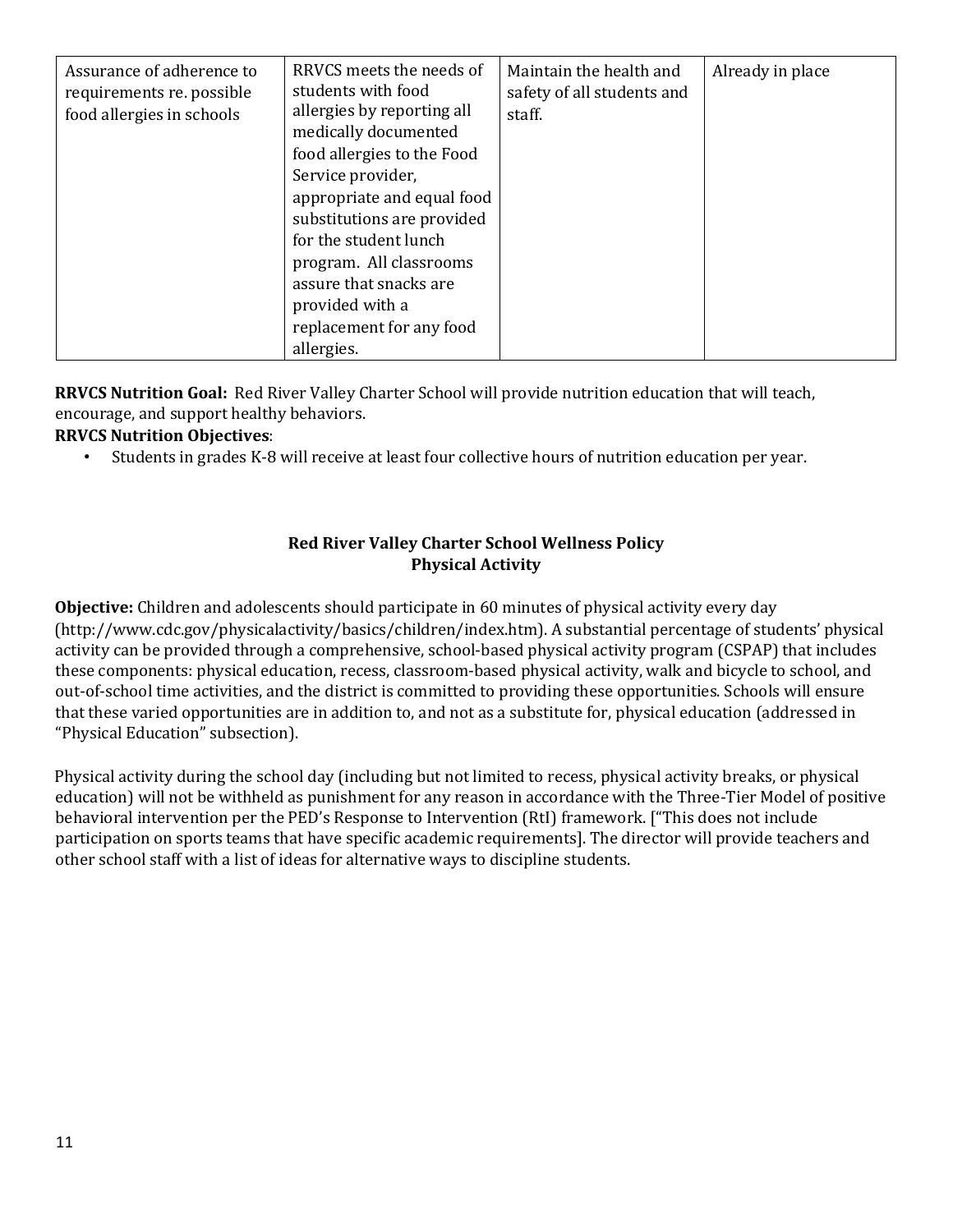| | | | |
|---|---|---|---|
| Assurance of adherence to requirements re. possible food allergies in schools | RRVCS meets the needs of students with food allergies by reporting all medically documented food allergies to the Food Service provider, appropriate and equal food substitutions are provided for the student lunch program. All classrooms assure that snacks are provided with a replacement for any food allergies. | Maintain the health and safety of all students and staff. | Already in place |

**RRVCS Nutrition Goal:** Red River Valley Charter School will provide nutrition education that will teach, encourage, and support healthy behaviors.

**RRVCS Nutrition Objectives**:

- Students in grades K-8 will receive at least four collective hours of nutrition education per year.

## Red River Valley Charter School Wellness Policy
## Physical Activity

**Objective:** Children and adolescents should participate in 60 minutes of physical activity every day (http://www.cdc.gov/physicalactivity/basics/children/index.htm). A substantial percentage of students' physical activity can be provided through a comprehensive, school-based physical activity program (CSPAP) that includes these components: physical education, recess, classroom-based physical activity, walk and bicycle to school, and out-of-school time activities, and the district is committed to providing these opportunities. Schools will ensure that these varied opportunities are in addition to, and not as a substitute for, physical education (addressed in "Physical Education" subsection).

Physical activity during the school day (including but not limited to recess, physical activity breaks, or physical education) will not be withheld as punishment for any reason in accordance with the Three-Tier Model of positive behavioral intervention per the PED's Response to Intervention (RtI) framework. ["This does not include participation on sports teams that have specific academic requirements]. The director will provide teachers and other school staff with a list of ideas for alternative ways to discipline students.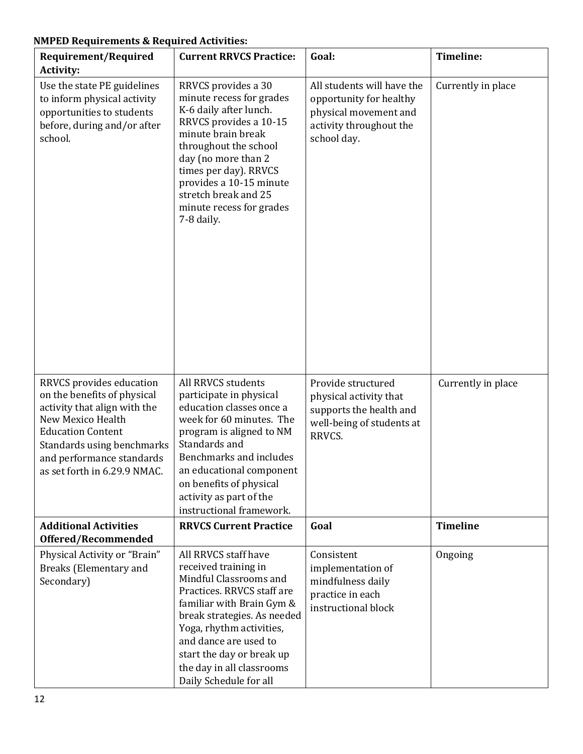**NMPED Requirements & Required Activities:**

| Requirement/Required Activity: | Current RRVCS Practice: | Goal: | Timeline: |
|---|---|---|---|
| Use the state PE guidelines to inform physical activity opportunities to students before, during and/or after school. | RRVCS provides a 30 minute recess for grades K-6 daily after lunch. RRVCS provides a 10-15 minute brain break throughout the school day (no more than 2 times per day). RRVCS provides a 10-15 minute stretch break and 25 minute recess for grades 7-8 daily. | All students will have the opportunity for healthy physical movement and activity throughout the school day. | Currently in place |
| RRVCS provides education on the benefits of physical activity that align with the New Mexico Health Education Content Standards using benchmarks and performance standards as set forth in 6.29.9 NMAC. | All RRVCS students participate in physical education classes once a week for 60 minutes. The program is aligned to NM Standards and Benchmarks and includes an educational component on benefits of physical activity as part of the instructional framework. | Provide structured physical activity that supports the health and well-being of students at RRVCS. | Currently in place |
| **Additional Activities Offered/Recommended** | **RRVCS Current Practice** | **Goal** | **Timeline** |
| Physical Activity or "Brain" Breaks (Elementary and Secondary) | All RRVCS staff have received training in Mindful Classrooms and Practices. RRVCS staff are familiar with Brain Gym & break strategies. As needed Yoga, rhythm activities, and dance are used to start the day or break up the day in all classrooms Daily Schedule for all | Consistent implementation of mindfulness daily practice in each instructional block | Ongoing |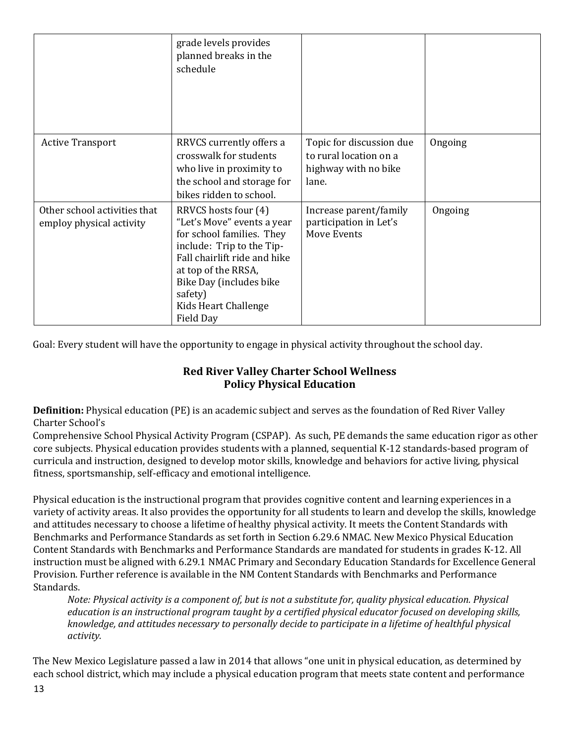| | | | |
|---|---|---|---|
| | grade levels provides planned breaks in the schedule | | |
| Active Transport | RRVCS currently offers a crosswalk for students who live in proximity to the school and storage for bikes ridden to school. | Topic for discussion due to rural location on a highway with no bike lane. | Ongoing |
| Other school activities that employ physical activity | RRVCS hosts four (4) "Let's Move" events a year for school families. They include: Trip to the Tip-Fall chairlift ride and hike at top of the RRSA, Bike Day (includes bike safety) Kids Heart Challenge Field Day | Increase parent/family participation in Let's Move Events | Ongoing |

Goal: Every student will have the opportunity to engage in physical activity throughout the school day.

## Red River Valley Charter School Wellness Policy Physical Education

**Definition:** Physical education (PE) is an academic subject and serves as the foundation of Red River Valley Charter School's Comprehensive School Physical Activity Program (CSPAP). As such, PE demands the same education rigor as other core subjects. Physical education provides students with a planned, sequential K-12 standards-based program of curricula and instruction, designed to develop motor skills, knowledge and behaviors for active living, physical fitness, sportsmanship, self-efficacy and emotional intelligence.

Physical education is the instructional program that provides cognitive content and learning experiences in a variety of activity areas. It also provides the opportunity for all students to learn and develop the skills, knowledge and attitudes necessary to choose a lifetime of healthy physical activity. It meets the Content Standards with Benchmarks and Performance Standards as set forth in Section 6.29.6 NMAC. New Mexico Physical Education Content Standards with Benchmarks and Performance Standards are mandated for students in grades K-12. All instruction must be aligned with 6.29.1 NMAC Primary and Secondary Education Standards for Excellence General Provision. Further reference is available in the NM Content Standards with Benchmarks and Performance Standards.

*Note: Physical activity is a component of, but is not a substitute for, quality physical education. Physical education is an instructional program taught by a certified physical educator focused on developing skills, knowledge, and attitudes necessary to personally decide to participate in a lifetime of healthful physical activity.*

The New Mexico Legislature passed a law in 2014 that allows "one unit in physical education, as determined by each school district, which may include a physical education program that meets state content and performance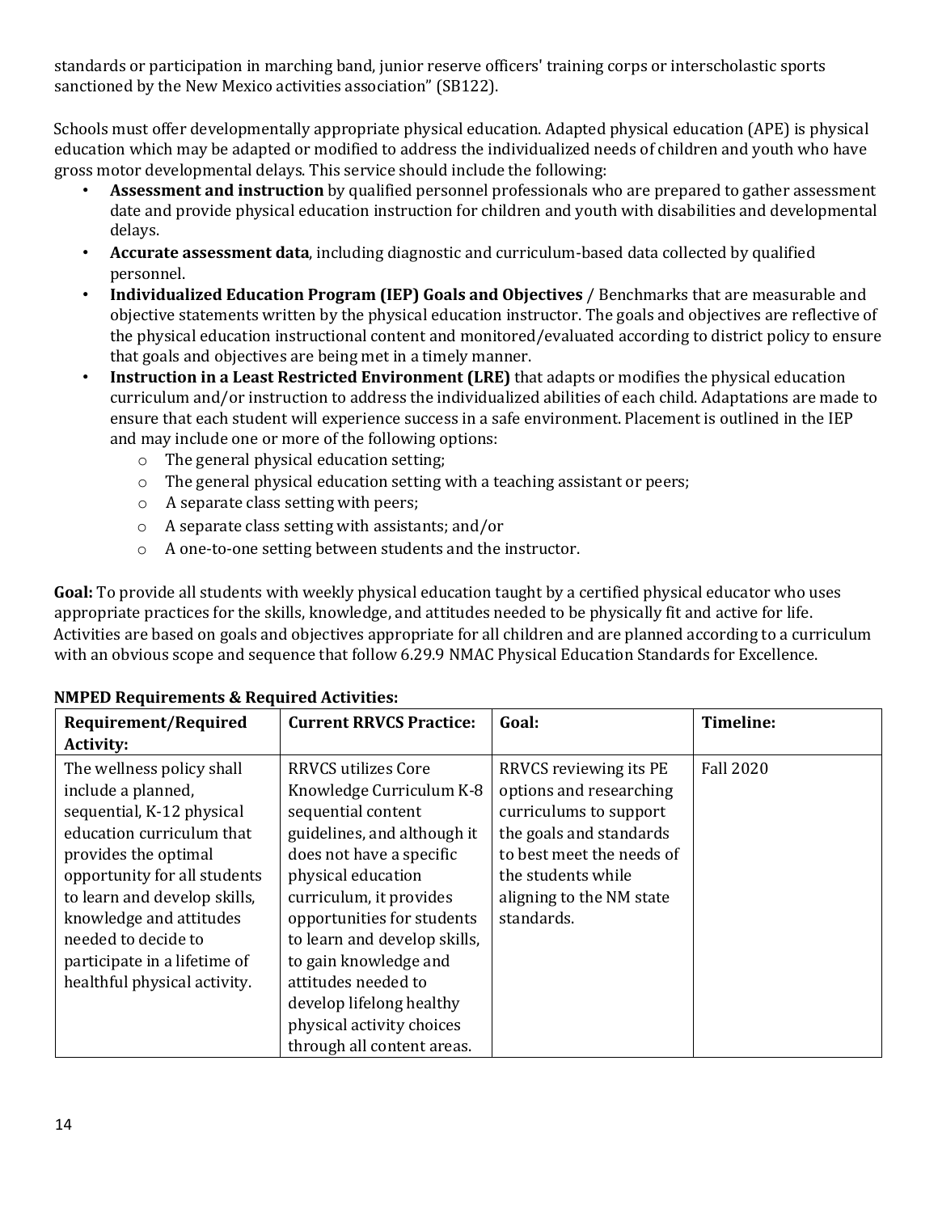standards or participation in marching band, junior reserve officers' training corps or interscholastic sports sanctioned by the New Mexico activities association" (SB122).

Schools must offer developmentally appropriate physical education. Adapted physical education (APE) is physical education which may be adapted or modified to address the individualized needs of children and youth who have gross motor developmental delays. This service should include the following:

- **Assessment and instruction** by qualified personnel professionals who are prepared to gather assessment date and provide physical education instruction for children and youth with disabilities and developmental delays.
- **Accurate assessment data**, including diagnostic and curriculum-based data collected by qualified personnel.
- **Individualized Education Program (IEP) Goals and Objectives** / Benchmarks that are measurable and objective statements written by the physical education instructor. The goals and objectives are reflective of the physical education instructional content and monitored/evaluated according to district policy to ensure that goals and objectives are being met in a timely manner.
- **Instruction in a Least Restricted Environment (LRE)** that adapts or modifies the physical education curriculum and/or instruction to address the individualized abilities of each child. Adaptations are made to ensure that each student will experience success in a safe environment. Placement is outlined in the IEP and may include one or more of the following options:
  - The general physical education setting;
  - The general physical education setting with a teaching assistant or peers;
  - A separate class setting with peers;
  - A separate class setting with assistants; and/or
  - A one-to-one setting between students and the instructor.

**Goal:** To provide all students with weekly physical education taught by a certified physical educator who uses appropriate practices for the skills, knowledge, and attitudes needed to be physically fit and active for life. Activities are based on goals and objectives appropriate for all children and are planned according to a curriculum with an obvious scope and sequence that follow 6.29.9 NMAC Physical Education Standards for Excellence.

**NMPED Requirements & Required Activities:**

| Requirement/Required Activity: | Current RRVCS Practice: | Goal: | Timeline: |
|---|---|---|---|
| The wellness policy shall include a planned, sequential, K-12 physical education curriculum that provides the optimal opportunity for all students to learn and develop skills, knowledge and attitudes needed to decide to participate in a lifetime of healthful physical activity. | RRVCS utilizes Core Knowledge Curriculum K-8 sequential content guidelines, and although it does not have a specific physical education curriculum, it provides opportunities for students to learn and develop skills, to gain knowledge and attitudes needed to develop lifelong healthy physical activity choices through all content areas. | RRVCS reviewing its PE options and researching curriculums to support the goals and standards to best meet the needs of the students while aligning to the NM state standards. | Fall 2020 |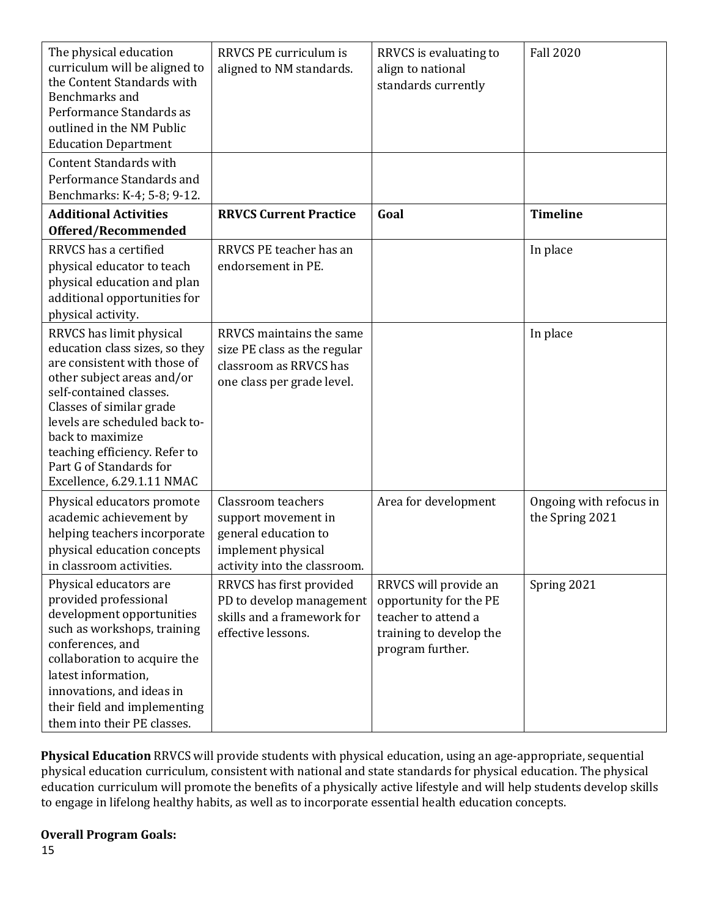| | | | |
|---|---|---|---|
| The physical education curriculum will be aligned to the Content Standards with Benchmarks and Performance Standards as outlined in the NM Public Education Department | RRVCS PE curriculum is aligned to NM standards. | RRVCS is evaluating to align to national standards currently | Fall 2020 |
| Content Standards with Performance Standards and Benchmarks: K-4; 5-8; 9-12. | | | |
| **Additional Activities Offered/Recommended** | **RRVCS Current Practice** | **Goal** | **Timeline** |
| RRVCS has a certified physical educator to teach physical education and plan additional opportunities for physical activity. | RRVCS PE teacher has an endorsement in PE. | | In place |
| RRVCS has limit physical education class sizes, so they are consistent with those of other subject areas and/or self-contained classes. Classes of similar grade levels are scheduled back to-back to maximize teaching efficiency. Refer to Part G of Standards for Excellence, 6.29.1.11 NMAC | RRVCS maintains the same size PE class as the regular classroom as RRVCS has one class per grade level. | | In place |
| Physical educators promote academic achievement by helping teachers incorporate physical education concepts in classroom activities. | Classroom teachers support movement in general education to implement physical activity into the classroom. | Area for development | Ongoing with refocus in the Spring 2021 |
| Physical educators are provided professional development opportunities such as workshops, training conferences, and collaboration to acquire the latest information, innovations, and ideas in their field and implementing them into their PE classes. | RRVCS has first provided PD to develop management skills and a framework for effective lessons. | RRVCS will provide an opportunity for the PE teacher to attend a training to develop the program further. | Spring 2021 |

**Physical Education** RRVCS will provide students with physical education, using an age-appropriate, sequential physical education curriculum, consistent with national and state standards for physical education. The physical education curriculum will promote the benefits of a physically active lifestyle and will help students develop skills to engage in lifelong healthy habits, as well as to incorporate essential health education concepts.

**Overall Program Goals:**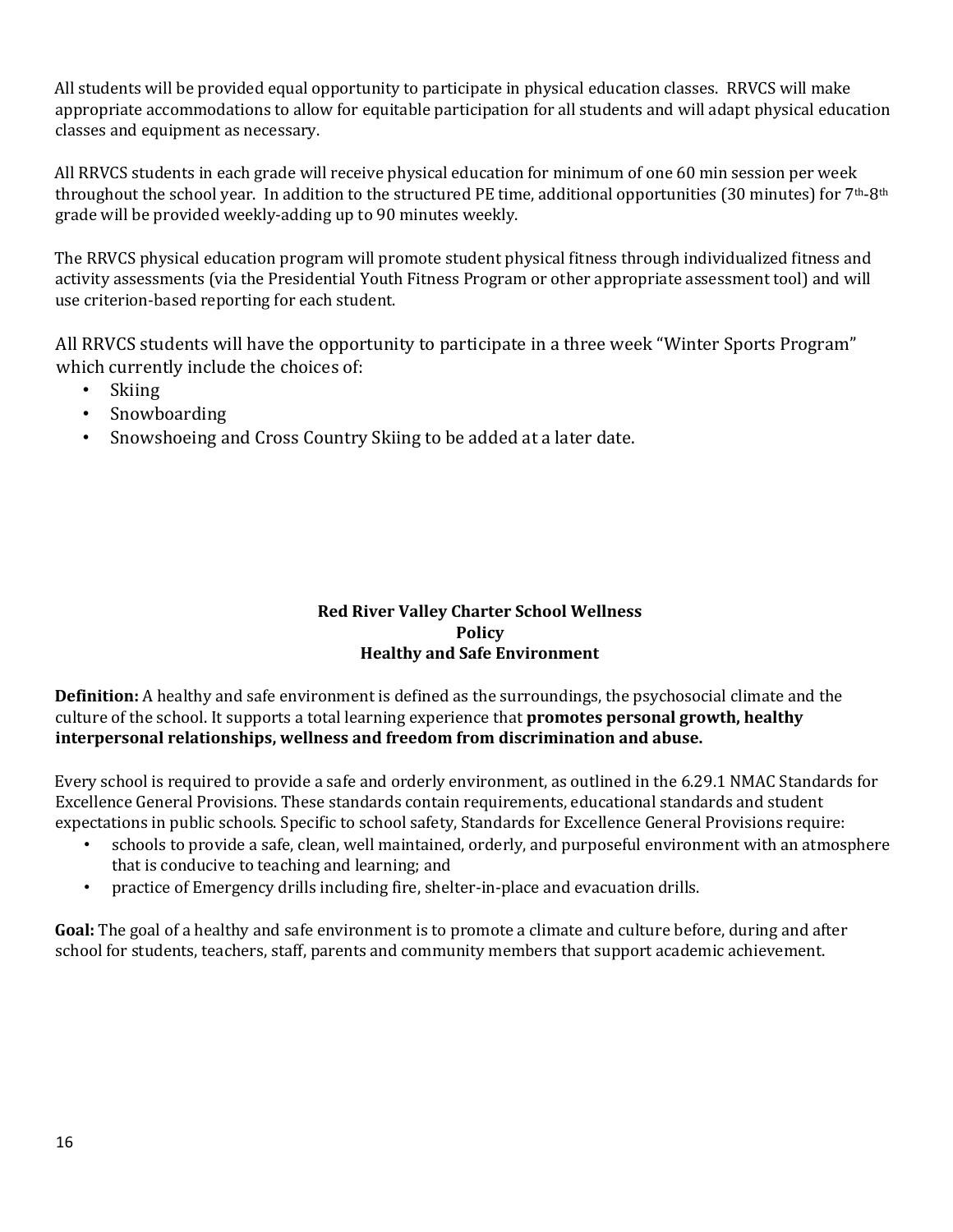All students will be provided equal opportunity to participate in physical education classes. RRVCS will make appropriate accommodations to allow for equitable participation for all students and will adapt physical education classes and equipment as necessary.

All RRVCS students in each grade will receive physical education for minimum of one 60 min session per week throughout the school year. In addition to the structured PE time, additional opportunities (30 minutes) for 7th-8th grade will be provided weekly-adding up to 90 minutes weekly.

The RRVCS physical education program will promote student physical fitness through individualized fitness and activity assessments (via the Presidential Youth Fitness Program or other appropriate assessment tool) and will use criterion-based reporting for each student.

All RRVCS students will have the opportunity to participate in a three week "Winter Sports Program" which currently include the choices of:

- Skiing
- Snowboarding
- Snowshoeing and Cross Country Skiing to be added at a later date.

## Red River Valley Charter School Wellness Policy
## Healthy and Safe Environment

**Definition:** A healthy and safe environment is defined as the surroundings, the psychosocial climate and the culture of the school. It supports a total learning experience that **promotes personal growth, healthy interpersonal relationships, wellness and freedom from discrimination and abuse.**

Every school is required to provide a safe and orderly environment, as outlined in the 6.29.1 NMAC Standards for Excellence General Provisions. These standards contain requirements, educational standards and student expectations in public schools. Specific to school safety, Standards for Excellence General Provisions require:

- schools to provide a safe, clean, well maintained, orderly, and purposeful environment with an atmosphere that is conducive to teaching and learning; and
- practice of Emergency drills including fire, shelter-in-place and evacuation drills.

**Goal:** The goal of a healthy and safe environment is to promote a climate and culture before, during and after school for students, teachers, staff, parents and community members that support academic achievement.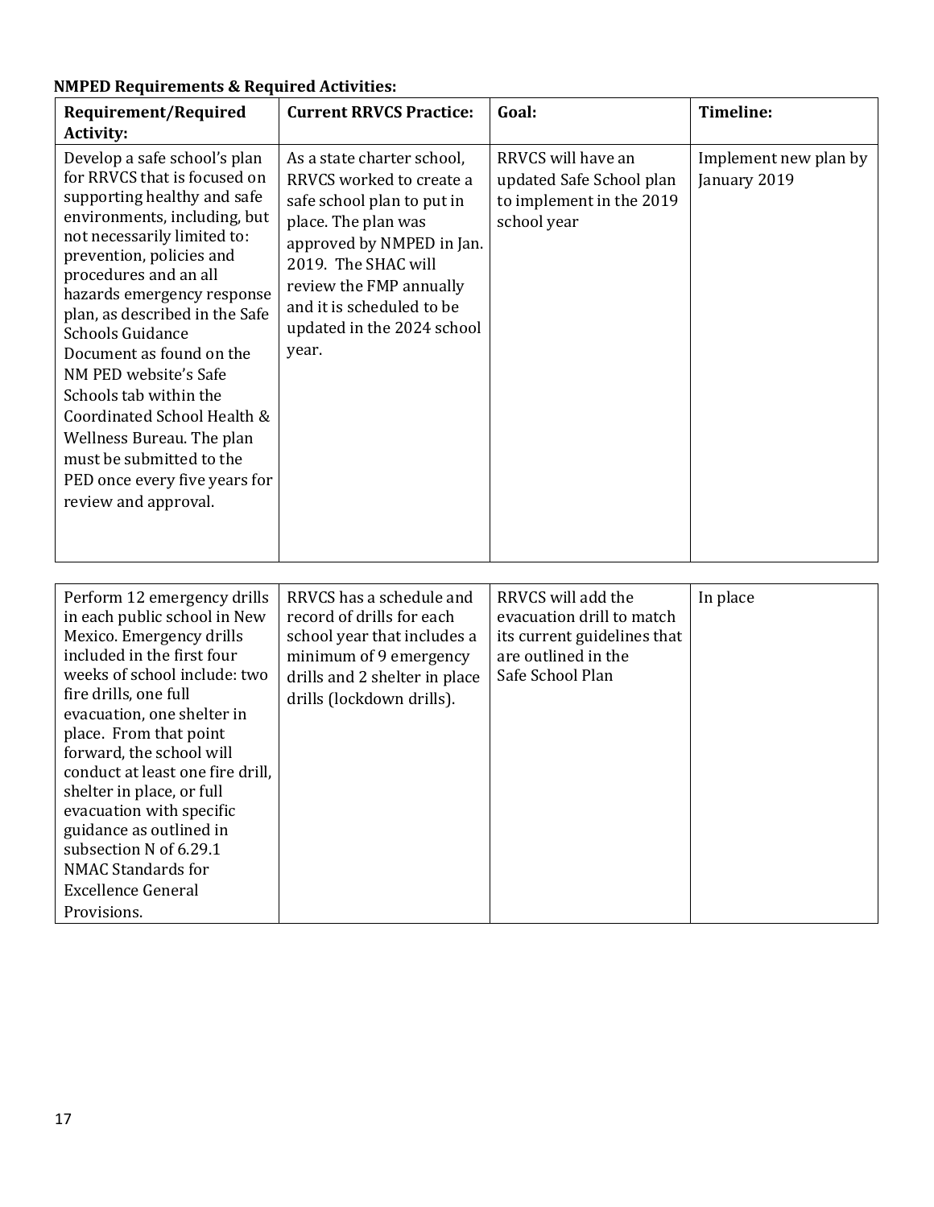**NMPED Requirements & Required Activities:**

| Requirement/Required Activity: | Current RRVCS Practice: | Goal: | Timeline: |
|---|---|---|---|
| Develop a safe school's plan for RRVCS that is focused on supporting healthy and safe environments, including, but not necessarily limited to: prevention, policies and procedures and an all hazards emergency response plan, as described in the Safe Schools Guidance Document as found on the NM PED website's Safe Schools tab within the Coordinated School Health & Wellness Bureau. The plan must be submitted to the PED once every five years for review and approval. | As a state charter school, RRVCS worked to create a safe school plan to put in place. The plan was approved by NMPED in Jan. 2019. The SHAC will review the FMP annually and it is scheduled to be updated in the 2024 school year. | RRVCS will have an updated Safe School plan to implement in the 2019 school year | Implement new plan by January 2019 |
| Perform 12 emergency drills in each public school in New Mexico. Emergency drills included in the first four weeks of school include: two fire drills, one full evacuation, one shelter in place. From that point forward, the school will conduct at least one fire drill, shelter in place, or full evacuation with specific guidance as outlined in subsection N of 6.29.1 NMAC Standards for Excellence General Provisions. | RRVCS has a schedule and record of drills for each school year that includes a minimum of 9 emergency drills and 2 shelter in place drills (lockdown drills). | RRVCS will add the evacuation drill to match its current guidelines that are outlined in the Safe School Plan | In place |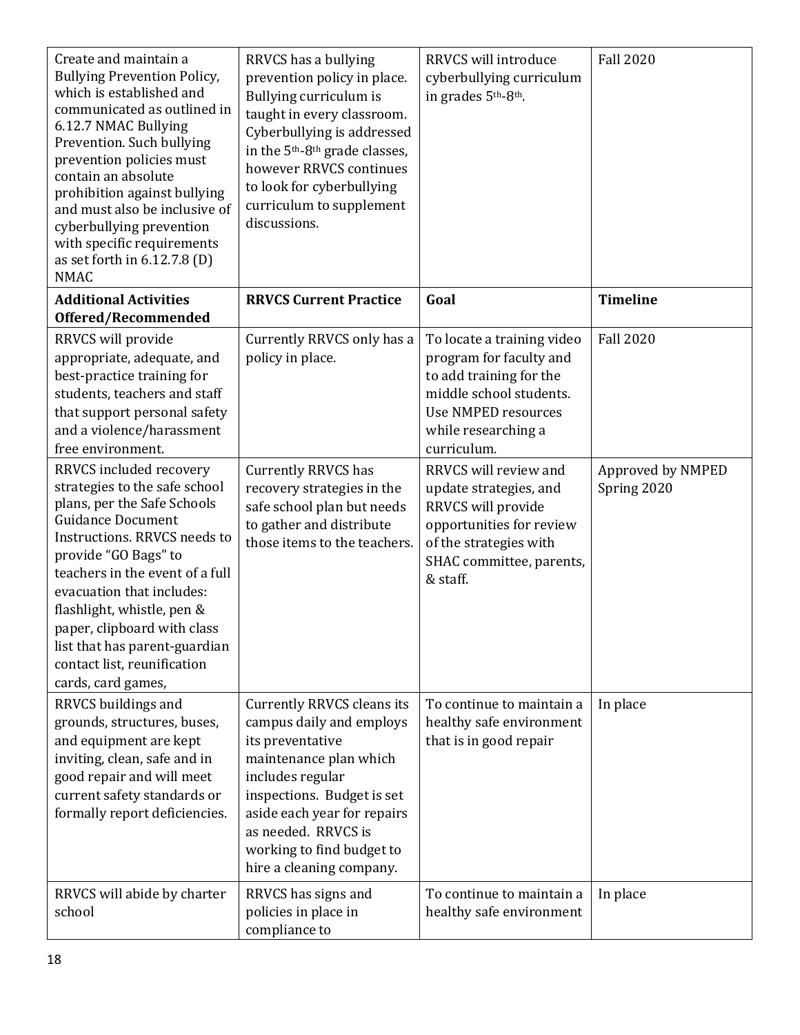| | | | |
|---|---|---|---|
| Create and maintain a Bullying Prevention Policy, which is established and communicated as outlined in 6.12.7 NMAC Bullying Prevention. Such bullying prevention policies must contain an absolute prohibition against bullying and must also be inclusive of cyberbullying prevention with specific requirements as set forth in 6.12.7.8 (D) NMAC | RRVCS has a bullying prevention policy in place. Bullying curriculum is taught in every classroom. Cyberbullying is addressed in the 5th-8th grade classes, however RRVCS continues to look for cyberbullying curriculum to supplement discussions. | RRVCS will introduce cyberbullying curriculum in grades 5th-8th. | Fall 2020 |
| **Additional Activities Offered/Recommended** | **RRVCS Current Practice** | **Goal** | **Timeline** |
| RRVCS will provide appropriate, adequate, and best-practice training for students, teachers and staff that support personal safety and a violence/harassment free environment. | Currently RRVCS only has a policy in place. | To locate a training video program for faculty and to add training for the middle school students. Use NMPED resources while researching a curriculum. | Fall 2020 |
| RRVCS included recovery strategies to the safe school plans, per the Safe Schools Guidance Document Instructions. RRVCS needs to provide "GO Bags" to teachers in the event of a full evacuation that includes: flashlight, whistle, pen & paper, clipboard with class list that has parent-guardian contact list, reunification cards, card games, | Currently RRVCS has recovery strategies in the safe school plan but needs to gather and distribute those items to the teachers. | RRVCS will review and update strategies, and RRVCS will provide opportunities for review of the strategies with SHAC committee, parents, & staff. | Approved by NMPED Spring 2020 |
| RRVCS buildings and grounds, structures, buses, and equipment are kept inviting, clean, safe and in good repair and will meet current safety standards or formally report deficiencies. | Currently RRVCS cleans its campus daily and employs its preventative maintenance plan which includes regular inspections. Budget is set aside each year for repairs as needed. RRVCS is working to find budget to hire a cleaning company. | To continue to maintain a healthy safe environment that is in good repair | In place |
| RRVCS will abide by charter school | RRVCS has signs and policies in place in compliance to | To continue to maintain a healthy safe environment | In place |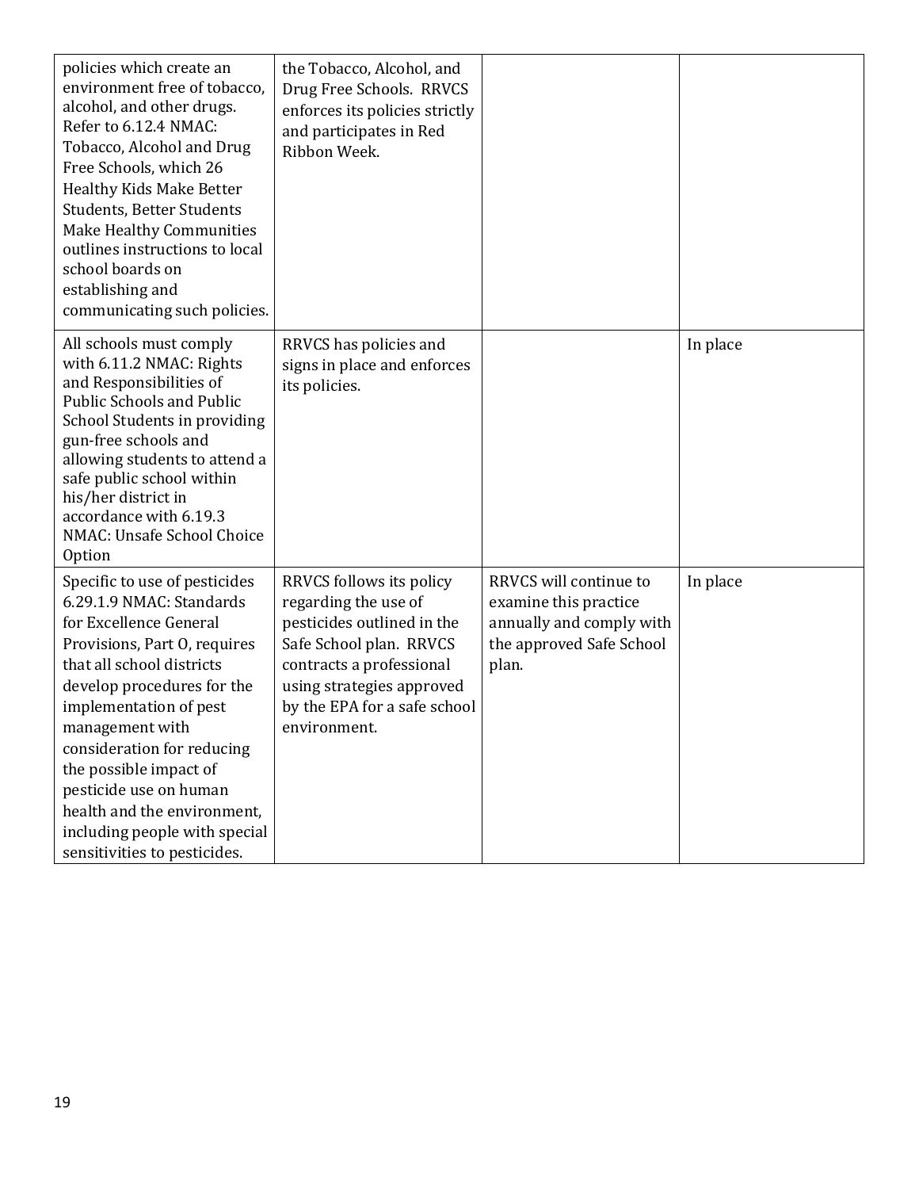| | | | |
|---|---|---|---|
| policies which create an environment free of tobacco, alcohol, and other drugs. Refer to 6.12.4 NMAC: Tobacco, Alcohol and Drug Free Schools, which 26 Healthy Kids Make Better Students, Better Students Make Healthy Communities outlines instructions to local school boards on establishing and communicating such policies. | the Tobacco, Alcohol, and Drug Free Schools. RRVCS enforces its policies strictly and participates in Red Ribbon Week. | | |
| All schools must comply with 6.11.2 NMAC: Rights and Responsibilities of Public Schools and Public School Students in providing gun-free schools and allowing students to attend a safe public school within his/her district in accordance with 6.19.3 NMAC: Unsafe School Choice Option | RRVCS has policies and signs in place and enforces its policies. | | In place |
| Specific to use of pesticides 6.29.1.9 NMAC: Standards for Excellence General Provisions, Part O, requires that all school districts develop procedures for the implementation of pest management with consideration for reducing the possible impact of pesticide use on human health and the environment, including people with special sensitivities to pesticides. | RRVCS follows its policy regarding the use of pesticides outlined in the Safe School plan. RRVCS contracts a professional using strategies approved by the EPA for a safe school environment. | RRVCS will continue to examine this practice annually and comply with the approved Safe School plan. | In place |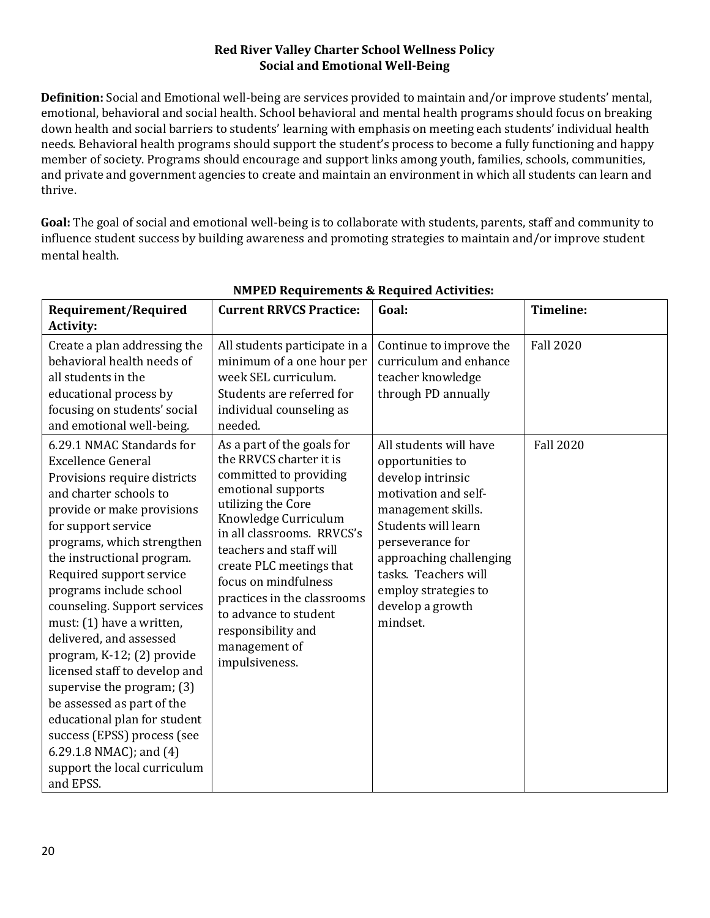# Red River Valley Charter School Wellness Policy
## Social and Emotional Well-Being

**Definition:** Social and Emotional well-being are services provided to maintain and/or improve students' mental, emotional, behavioral and social health. School behavioral and mental health programs should focus on breaking down health and social barriers to students' learning with emphasis on meeting each students' individual health needs. Behavioral health programs should support the student's process to become a fully functioning and happy member of society. Programs should encourage and support links among youth, families, schools, communities, and private and government agencies to create and maintain an environment in which all students can learn and thrive.

**Goal:** The goal of social and emotional well-being is to collaborate with students, parents, staff and community to influence student success by building awareness and promoting strategies to maintain and/or improve student mental health.

**NMPED Requirements & Required Activities:**

| Requirement/Required Activity: | Current RRVCS Practice: | Goal: | Timeline: |
|---|---|---|---|
| Create a plan addressing the behavioral health needs of all students in the educational process by focusing on students' social and emotional well-being. | All students participate in a minimum of a one hour per week SEL curriculum. Students are referred for individual counseling as needed. | Continue to improve the curriculum and enhance teacher knowledge through PD annually | Fall 2020 |
| 6.29.1 NMAC Standards for Excellence General Provisions require districts and charter schools to provide or make provisions for support service programs, which strengthen the instructional program. Required support service programs include school counseling. Support services must: (1) have a written, delivered, and assessed program, K-12; (2) provide licensed staff to develop and supervise the program; (3) be assessed as part of the educational plan for student success (EPSS) process (see 6.29.1.8 NMAC); and (4) support the local curriculum and EPSS. | As a part of the goals for the RRVCS charter it is committed to providing emotional supports utilizing the Core Knowledge Curriculum in all classrooms. RRVCS's teachers and staff will create PLC meetings that focus on mindfulness practices in the classrooms to advance to student responsibility and management of impulsiveness. | All students will have opportunities to develop intrinsic motivation and self-management skills. Students will learn perseverance for approaching challenging tasks. Teachers will employ strategies to develop a growth mindset. | Fall 2020 |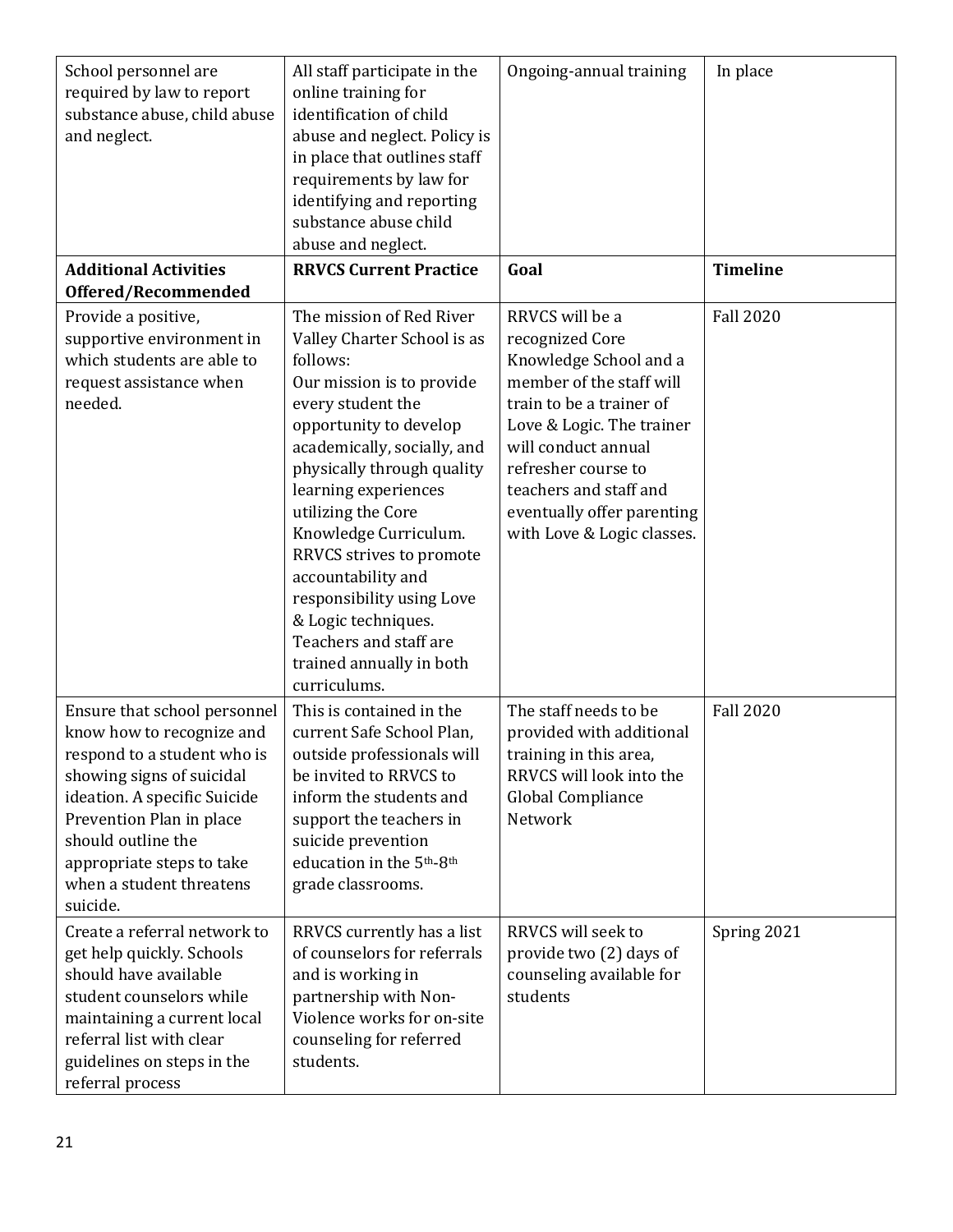| | | | |
|---|---|---|---|
| School personnel are required by law to report substance abuse, child abuse and neglect. | All staff participate in the online training for identification of child abuse and neglect. Policy is in place that outlines staff requirements by law for identifying and reporting substance abuse child abuse and neglect. | Ongoing-annual training | In place |
| **Additional Activities Offered/Recommended** | **RRVCS Current Practice** | **Goal** | **Timeline** |
| Provide a positive, supportive environment in which students are able to request assistance when needed. | The mission of Red River Valley Charter School is as follows:<br>Our mission is to provide every student the opportunity to develop academically, socially, and physically through quality learning experiences utilizing the Core Knowledge Curriculum. RRVCS strives to promote accountability and responsibility using Love & Logic techniques. Teachers and staff are trained annually in both curriculums. | RRVCS will be a recognized Core Knowledge School and a member of the staff will train to be a trainer of Love & Logic. The trainer will conduct annual refresher course to teachers and staff and eventually offer parenting with Love & Logic classes. | Fall 2020 |
| Ensure that school personnel know how to recognize and respond to a student who is showing signs of suicidal ideation. A specific Suicide Prevention Plan in place should outline the appropriate steps to take when a student threatens suicide. | This is contained in the current Safe School Plan, outside professionals will be invited to RRVCS to inform the students and support the teachers in suicide prevention education in the 5th-8th grade classrooms. | The staff needs to be provided with additional training in this area, RRVCS will look into the Global Compliance Network | Fall 2020 |
| Create a referral network to get help quickly. Schools should have available student counselors while maintaining a current local referral list with clear guidelines on steps in the referral process | RRVCS currently has a list of counselors for referrals and is working in partnership with Non-Violence works for on-site counseling for referred students. | RRVCS will seek to provide two (2) days of counseling available for students | Spring 2021 |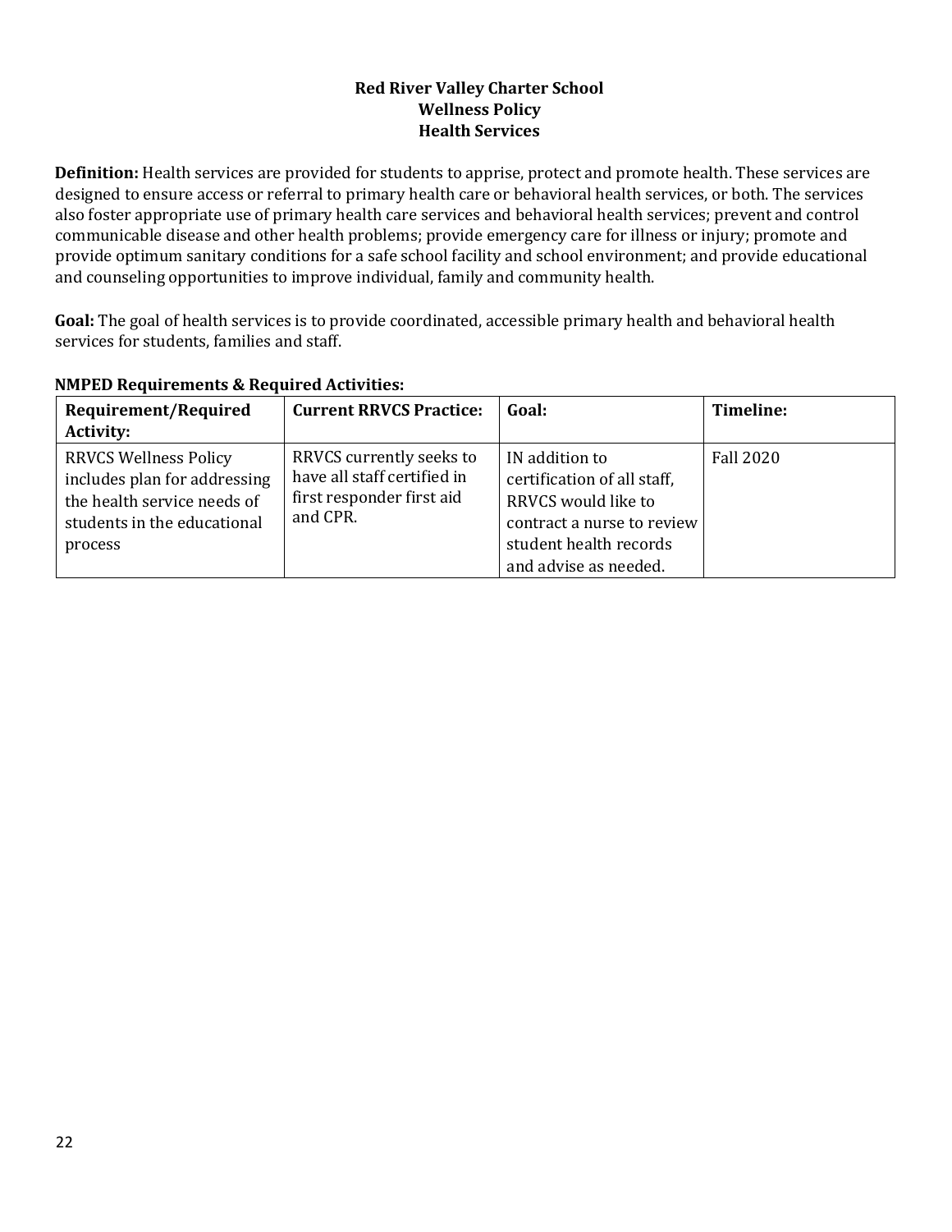**Red River Valley Charter School**
**Wellness Policy**
**Health Services**

**Definition:** Health services are provided for students to apprise, protect and promote health. These services are designed to ensure access or referral to primary health care or behavioral health services, or both. The services also foster appropriate use of primary health care services and behavioral health services; prevent and control communicable disease and other health problems; provide emergency care for illness or injury; promote and provide optimum sanitary conditions for a safe school facility and school environment; and provide educational and counseling opportunities to improve individual, family and community health.

**Goal:** The goal of health services is to provide coordinated, accessible primary health and behavioral health services for students, families and staff.

**NMPED Requirements & Required Activities:**

| Requirement/Required Activity: | Current RRVCS Practice: | Goal: | Timeline: |
|---|---|---|---|
| RRVCS Wellness Policy includes plan for addressing the health service needs of students in the educational process | RRVCS currently seeks to have all staff certified in first responder first aid and CPR. | IN addition to certification of all staff, RRVCS would like to contract a nurse to review student health records and advise as needed. | Fall 2020 |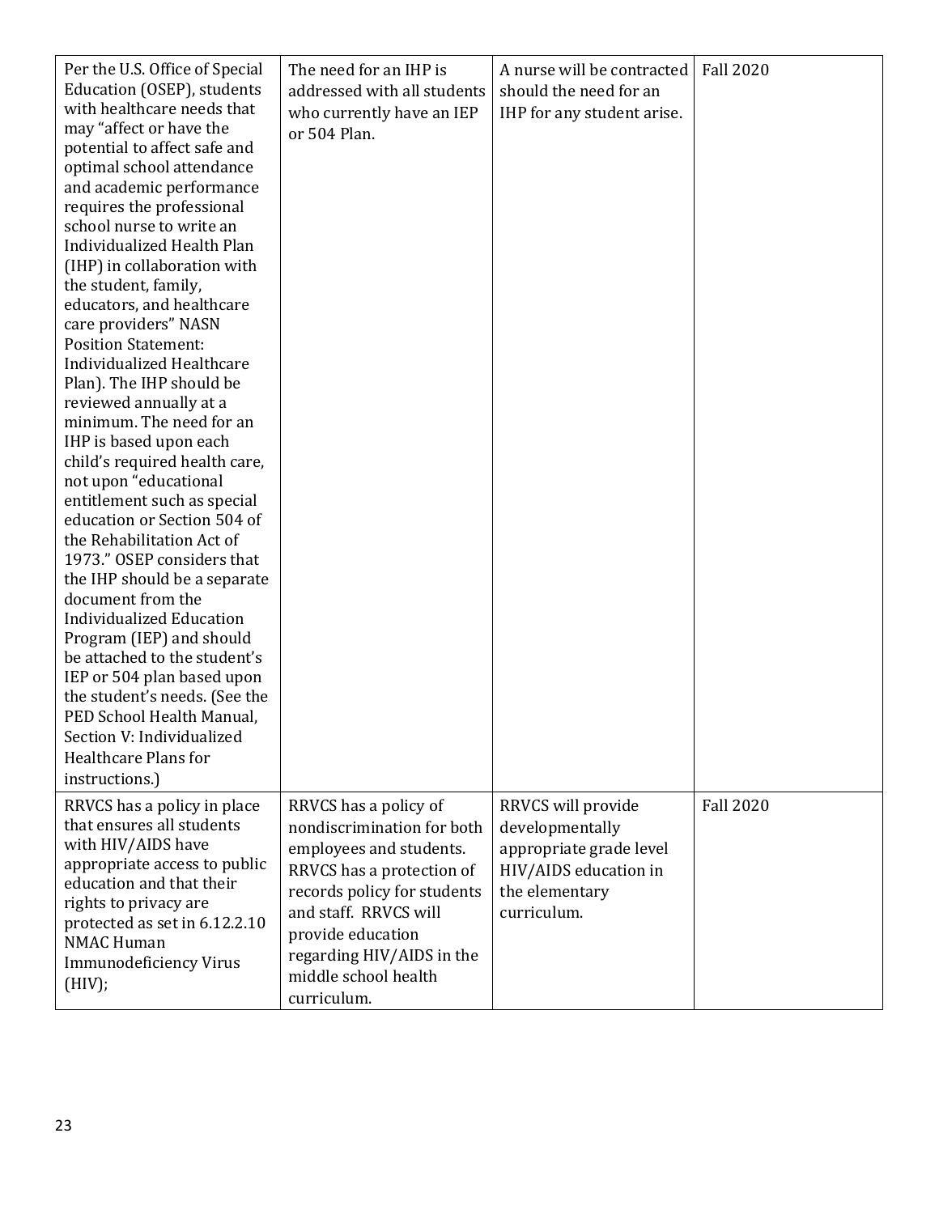| | | | |
|---|---|---|---|
| Per the U.S. Office of Special Education (OSEP), students with healthcare needs that may "affect or have the potential to affect safe and optimal school attendance and academic performance requires the professional school nurse to write an Individualized Health Plan (IHP) in collaboration with the student, family, educators, and healthcare care providers" NASN Position Statement: Individualized Healthcare Plan). The IHP should be reviewed annually at a minimum. The need for an IHP is based upon each child's required health care, not upon "educational entitlement such as special education or Section 504 of the Rehabilitation Act of 1973." OSEP considers that the IHP should be a separate document from the Individualized Education Program (IEP) and should be attached to the student's IEP or 504 plan based upon the student's needs. (See the PED School Health Manual, Section V: Individualized Healthcare Plans for instructions.) | The need for an IHP is addressed with all students who currently have an IEP or 504 Plan. | A nurse will be contracted should the need for an IHP for any student arise. | Fall 2020 |
| RRVCS has a policy in place that ensures all students with HIV/AIDS have appropriate access to public education and that their rights to privacy are protected as set in 6.12.2.10 NMAC Human Immunodeficiency Virus (HIV); | RRVCS has a policy of nondiscrimination for both employees and students. RRVCS has a protection of records policy for students and staff. RRVCS will provide education regarding HIV/AIDS in the middle school health curriculum. | RRVCS will provide developmentally appropriate grade level HIV/AIDS education in the elementary curriculum. | Fall 2020 |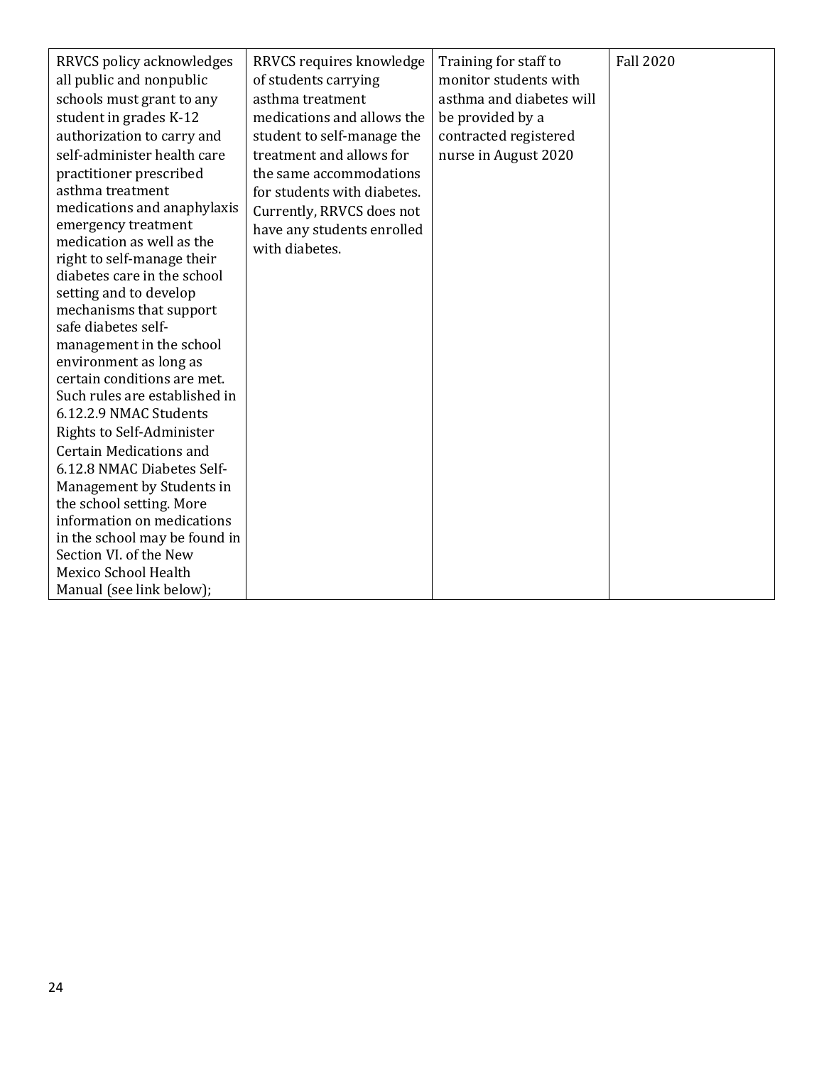| | | | |
|---|---|---|---|
| RRVCS policy acknowledges all public and nonpublic schools must grant to any student in grades K-12 authorization to carry and self-administer health care practitioner prescribed asthma treatment medications and anaphylaxis emergency treatment medication as well as the right to self-manage their diabetes care in the school setting and to develop mechanisms that support safe diabetes self-management in the school environment as long as certain conditions are met. Such rules are established in 6.12.2.9 NMAC Students Rights to Self-Administer Certain Medications and 6.12.8 NMAC Diabetes Self-Management by Students in the school setting. More information on medications in the school may be found in Section VI. of the New Mexico School Health Manual (see link below); | RRVCS requires knowledge of students carrying asthma treatment medications and allows the student to self-manage the treatment and allows for the same accommodations for students with diabetes. Currently, RRVCS does not have any students enrolled with diabetes. | Training for staff to monitor students with asthma and diabetes will be provided by a contracted registered nurse in August 2020 | Fall 2020 |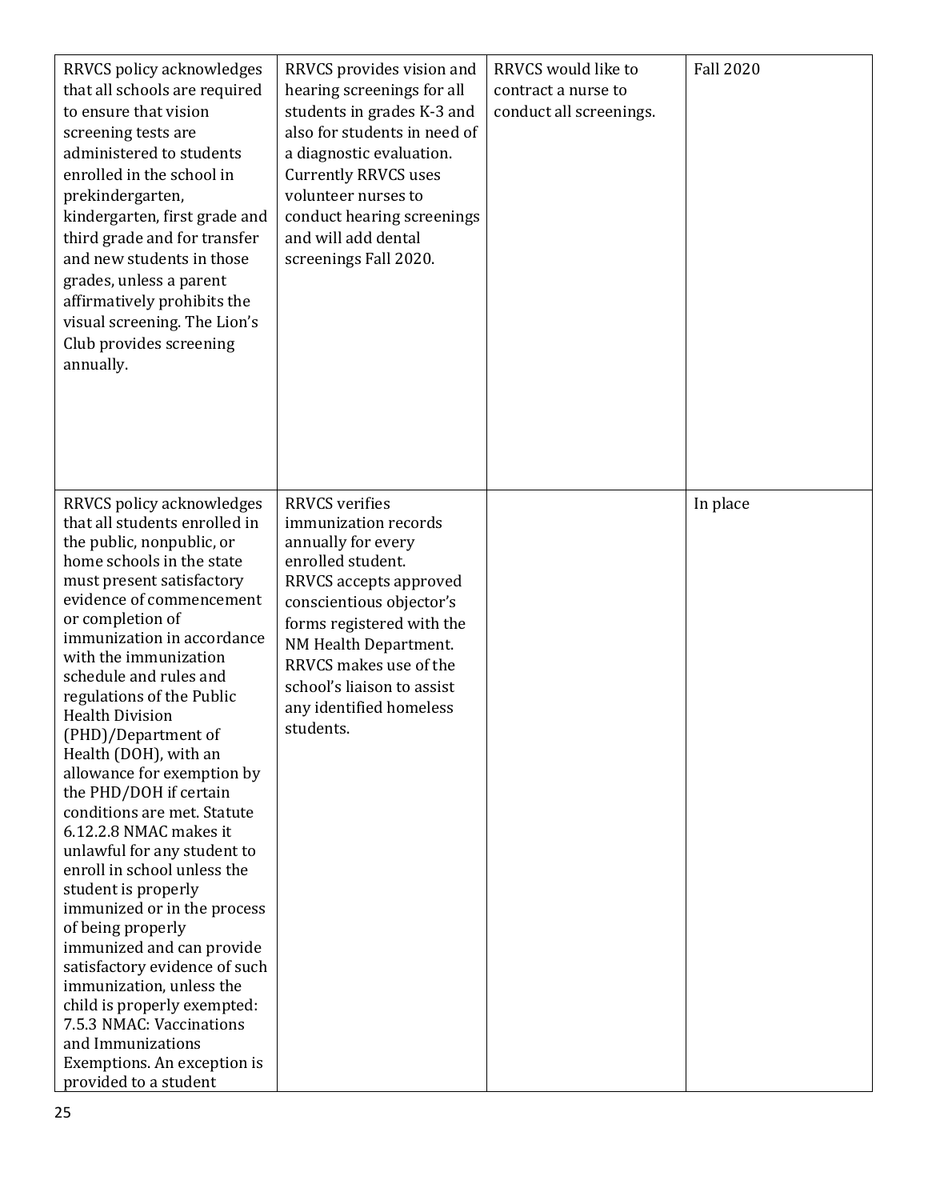| | | | |
|---|---|---|---|
| RRVCS policy acknowledges that all schools are required to ensure that vision screening tests are administered to students enrolled in the school in prekindergarten, kindergarten, first grade and third grade and for transfer and new students in those grades, unless a parent affirmatively prohibits the visual screening. The Lion's Club provides screening annually. | RRVCS provides vision and hearing screenings for all students in grades K-3 and also for students in need of a diagnostic evaluation. Currently RRVCS uses volunteer nurses to conduct hearing screenings and will add dental screenings Fall 2020. | RRVCS would like to contract a nurse to conduct all screenings. | Fall 2020 |
| RRVCS policy acknowledges that all students enrolled in the public, nonpublic, or home schools in the state must present satisfactory evidence of commencement or completion of immunization in accordance with the immunization schedule and rules and regulations of the Public Health Division (PHD)/Department of Health (DOH), with an allowance for exemption by the PHD/DOH if certain conditions are met. Statute 6.12.2.8 NMAC makes it unlawful for any student to enroll in school unless the student is properly immunized or in the process of being properly immunized and can provide satisfactory evidence of such immunization, unless the child is properly exempted: 7.5.3 NMAC: Vaccinations and Immunizations Exemptions. An exception is provided to a student | RRVCS verifies immunization records annually for every enrolled student. RRVCS accepts approved conscientious objector's forms registered with the NM Health Department. RRVCS makes use of the school's liaison to assist any identified homeless students. | | In place |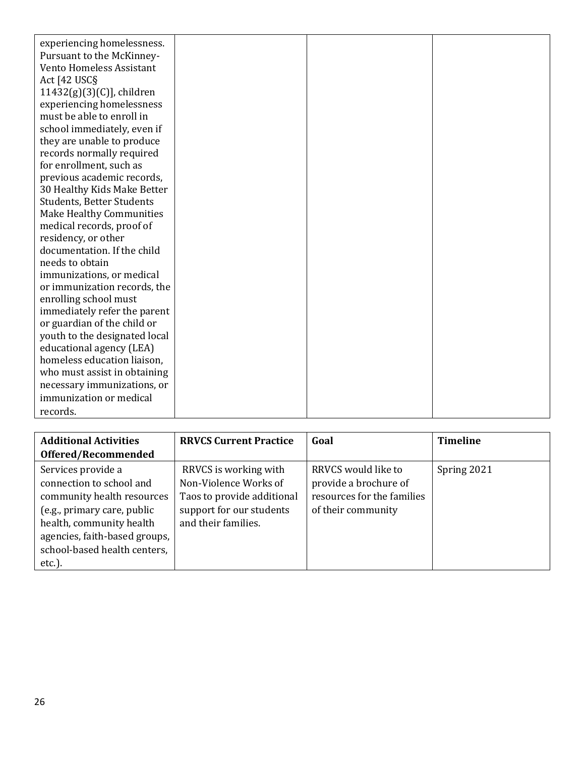| | | | |
|---|---|---|---|
| experiencing homelessness. Pursuant to the McKinney-Vento Homeless Assistant Act [42 USC§ 11432(g)(3)(C)], children experiencing homelessness must be able to enroll in school immediately, even if they are unable to produce records normally required for enrollment, such as previous academic records, 30 Healthy Kids Make Better Students, Better Students Make Healthy Communities medical records, proof of residency, or other documentation. If the child needs to obtain immunizations, or medical or immunization records, the enrolling school must immediately refer the parent or guardian of the child or youth to the designated local educational agency (LEA) homeless education liaison, who must assist in obtaining necessary immunizations, or immunization or medical records. | | | |

| **Additional Activities Offered/Recommended** | **RRVCS Current Practice** | **Goal** | **Timeline** |
|---|---|---|---|
| Services provide a connection to school and community health resources (e.g., primary care, public health, community health agencies, faith-based groups, school-based health centers, etc.). | RRVCS is working with Non-Violence Works of Taos to provide additional support for our students and their families. | RRVCS would like to provide a brochure of resources for the families of their community | Spring 2021 |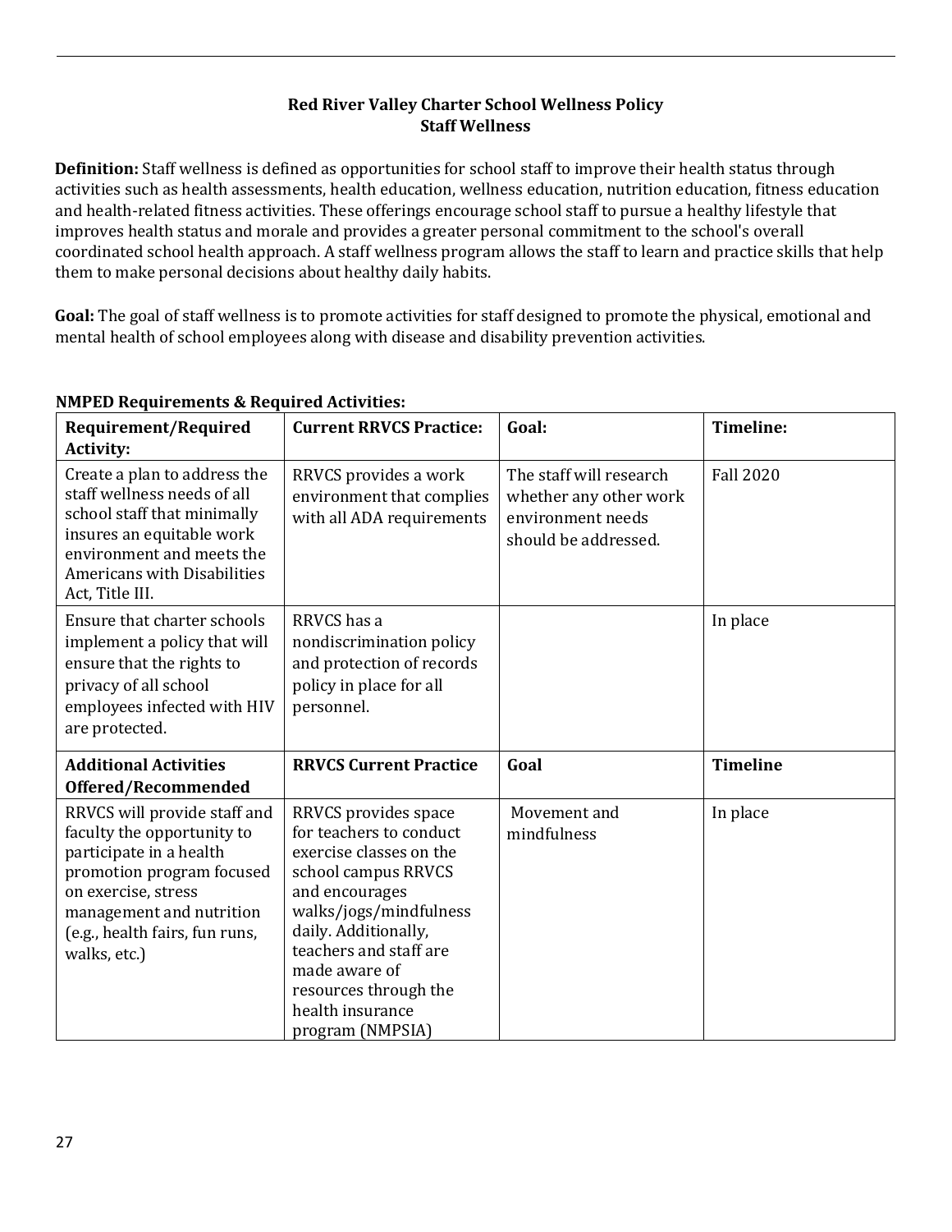**Red River Valley Charter School Wellness Policy**
**Staff Wellness**

**Definition:** Staff wellness is defined as opportunities for school staff to improve their health status through activities such as health assessments, health education, wellness education, nutrition education, fitness education and health-related fitness activities. These offerings encourage school staff to pursue a healthy lifestyle that improves health status and morale and provides a greater personal commitment to the school's overall coordinated school health approach. A staff wellness program allows the staff to learn and practice skills that help them to make personal decisions about healthy daily habits.

**Goal:** The goal of staff wellness is to promote activities for staff designed to promote the physical, emotional and mental health of school employees along with disease and disability prevention activities.

**NMPED Requirements & Required Activities:**

| Requirement/Required Activity: | Current RRVCS Practice: | Goal: | Timeline: |
|---|---|---|---|
| Create a plan to address the staff wellness needs of all school staff that minimally insures an equitable work environment and meets the Americans with Disabilities Act, Title III. | RRVCS provides a work environment that complies with all ADA requirements | The staff will research whether any other work environment needs should be addressed. | Fall 2020 |
| Ensure that charter schools implement a policy that will ensure that the rights to privacy of all school employees infected with HIV are protected. | RRVCS has a nondiscrimination policy and protection of records policy in place for all personnel. | | In place |
| **Additional Activities Offered/Recommended** | **RRVCS Current Practice** | **Goal** | **Timeline** |
| RRVCS will provide staff and faculty the opportunity to participate in a health promotion program focused on exercise, stress management and nutrition (e.g., health fairs, fun runs, walks, etc.) | RRVCS provides space for teachers to conduct exercise classes on the school campus RRVCS and encourages walks/jogs/mindfulness daily. Additionally, teachers and staff are made aware of resources through the health insurance program (NMPSIA) | Movement and mindfulness | In place |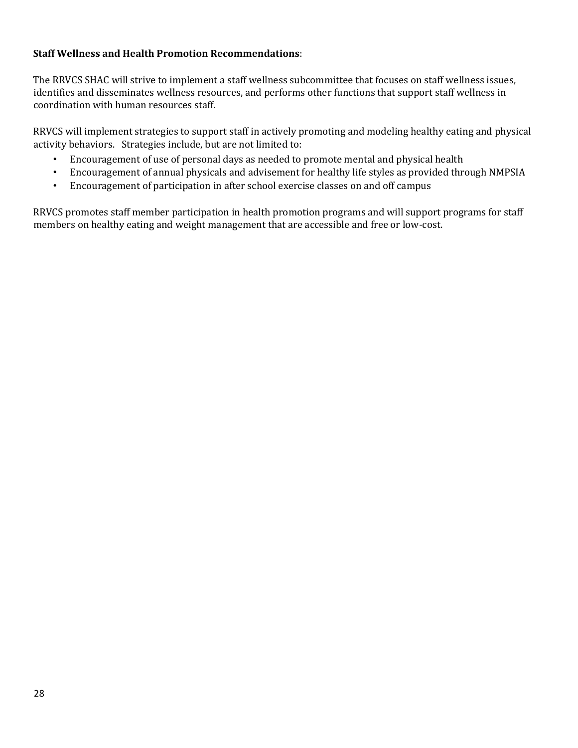**Staff Wellness and Health Promotion Recommendations**:

The RRVCS SHAC will strive to implement a staff wellness subcommittee that focuses on staff wellness issues, identifies and disseminates wellness resources, and performs other functions that support staff wellness in coordination with human resources staff.

RRVCS will implement strategies to support staff in actively promoting and modeling healthy eating and physical activity behaviors. Strategies include, but are not limited to:

- Encouragement of use of personal days as needed to promote mental and physical health
- Encouragement of annual physicals and advisement for healthy life styles as provided through NMPSIA
- Encouragement of participation in after school exercise classes on and off campus

RRVCS promotes staff member participation in health promotion programs and will support programs for staff members on healthy eating and weight management that are accessible and free or low-cost.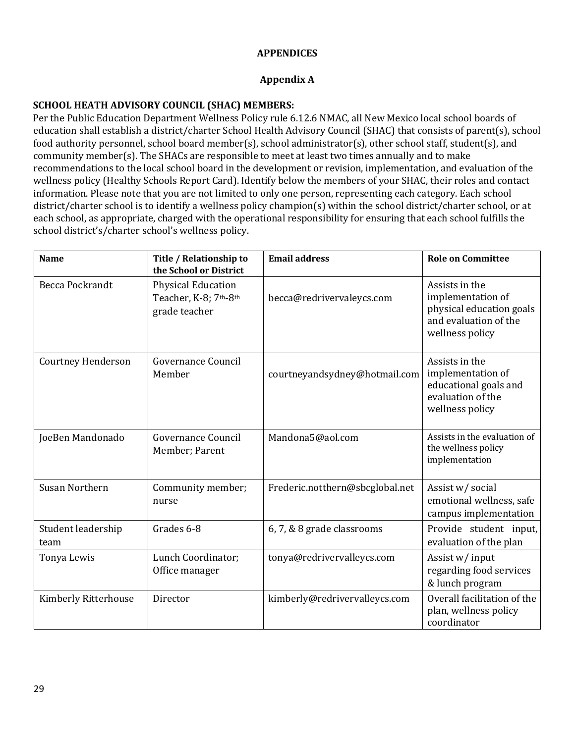## APPENDICES

### Appendix A

**SCHOOL HEATH ADVISORY COUNCIL (SHAC) MEMBERS:**

Per the Public Education Department Wellness Policy rule 6.12.6 NMAC, all New Mexico local school boards of education shall establish a district/charter School Health Advisory Council (SHAC) that consists of parent(s), school food authority personnel, school board member(s), school administrator(s), other school staff, student(s), and community member(s). The SHACs are responsible to meet at least two times annually and to make recommendations to the local school board in the development or revision, implementation, and evaluation of the wellness policy (Healthy Schools Report Card). Identify below the members of your SHAC, their roles and contact information. Please note that you are not limited to only one person, representing each category. Each school district/charter school is to identify a wellness policy champion(s) within the school district/charter school, or at each school, as appropriate, charged with the operational responsibility for ensuring that each school fulfills the school district's/charter school's wellness policy.

| Name | Title / Relationship to the School or District | Email address | Role on Committee |
|---|---|---|---|
| Becca Pockrandt | Physical Education Teacher, K-8; 7th-8th grade teacher | becca@redrivervaleycs.com | Assists in the implementation of physical education goals and evaluation of the wellness policy |
| Courtney Henderson | Governance Council Member | courtneyandsydney@hotmail.com | Assists in the implementation of educational goals and evaluation of the wellness policy |
| JoeBen Mandonado | Governance Council Member; Parent | Mandona5@aol.com | Assists in the evaluation of the wellness policy implementation |
| Susan Northern | Community member; nurse | Frederic.notthern@sbcglobal.net | Assist w/ social emotional wellness, safe campus implementation |
| Student leadership team | Grades 6-8 | 6, 7, & 8 grade classrooms | Provide student input, evaluation of the plan |
| Tonya Lewis | Lunch Coordinator; Office manager | tonya@redrivervalleycs.com | Assist w/ input regarding food services & lunch program |
| Kimberly Ritterhouse | Director | kimberly@redrivervalleycs.com | Overall facilitation of the plan, wellness policy coordinator |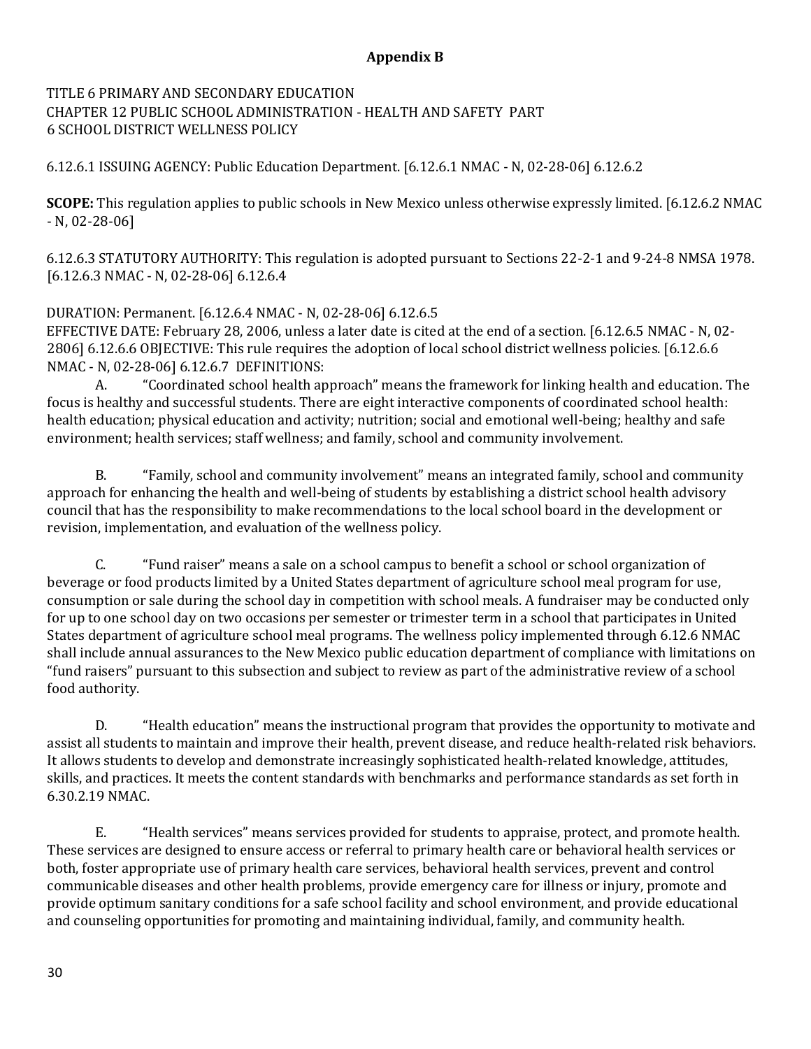**Appendix B**

TITLE 6 PRIMARY AND SECONDARY EDUCATION
CHAPTER 12 PUBLIC SCHOOL ADMINISTRATION - HEALTH AND SAFETY PART
6 SCHOOL DISTRICT WELLNESS POLICY

6.12.6.1 ISSUING AGENCY: Public Education Department. [6.12.6.1 NMAC - N, 02-28-06] 6.12.6.2

**SCOPE:** This regulation applies to public schools in New Mexico unless otherwise expressly limited. [6.12.6.2 NMAC - N, 02-28-06]

6.12.6.3 STATUTORY AUTHORITY: This regulation is adopted pursuant to Sections 22-2-1 and 9-24-8 NMSA 1978. [6.12.6.3 NMAC - N, 02-28-06] 6.12.6.4

DURATION: Permanent. [6.12.6.4 NMAC - N, 02-28-06] 6.12.6.5
EFFECTIVE DATE: February 28, 2006, unless a later date is cited at the end of a section. [6.12.6.5 NMAC - N, 02-2806] 6.12.6.6 OBJECTIVE: This rule requires the adoption of local school district wellness policies. [6.12.6.6 NMAC - N, 02-28-06] 6.12.6.7 DEFINITIONS:

A. "Coordinated school health approach" means the framework for linking health and education. The focus is healthy and successful students. There are eight interactive components of coordinated school health: health education; physical education and activity; nutrition; social and emotional well-being; healthy and safe environment; health services; staff wellness; and family, school and community involvement.

B. "Family, school and community involvement" means an integrated family, school and community approach for enhancing the health and well-being of students by establishing a district school health advisory council that has the responsibility to make recommendations to the local school board in the development or revision, implementation, and evaluation of the wellness policy.

C. "Fund raiser" means a sale on a school campus to benefit a school or school organization of beverage or food products limited by a United States department of agriculture school meal program for use, consumption or sale during the school day in competition with school meals. A fundraiser may be conducted only for up to one school day on two occasions per semester or trimester term in a school that participates in United States department of agriculture school meal programs. The wellness policy implemented through 6.12.6 NMAC shall include annual assurances to the New Mexico public education department of compliance with limitations on "fund raisers" pursuant to this subsection and subject to review as part of the administrative review of a school food authority.

D. "Health education" means the instructional program that provides the opportunity to motivate and assist all students to maintain and improve their health, prevent disease, and reduce health-related risk behaviors. It allows students to develop and demonstrate increasingly sophisticated health-related knowledge, attitudes, skills, and practices. It meets the content standards with benchmarks and performance standards as set forth in 6.30.2.19 NMAC.

E. "Health services" means services provided for students to appraise, protect, and promote health. These services are designed to ensure access or referral to primary health care or behavioral health services or both, foster appropriate use of primary health care services, behavioral health services, prevent and control communicable diseases and other health problems, provide emergency care for illness or injury, promote and provide optimum sanitary conditions for a safe school facility and school environment, and provide educational and counseling opportunities for promoting and maintaining individual, family, and community health.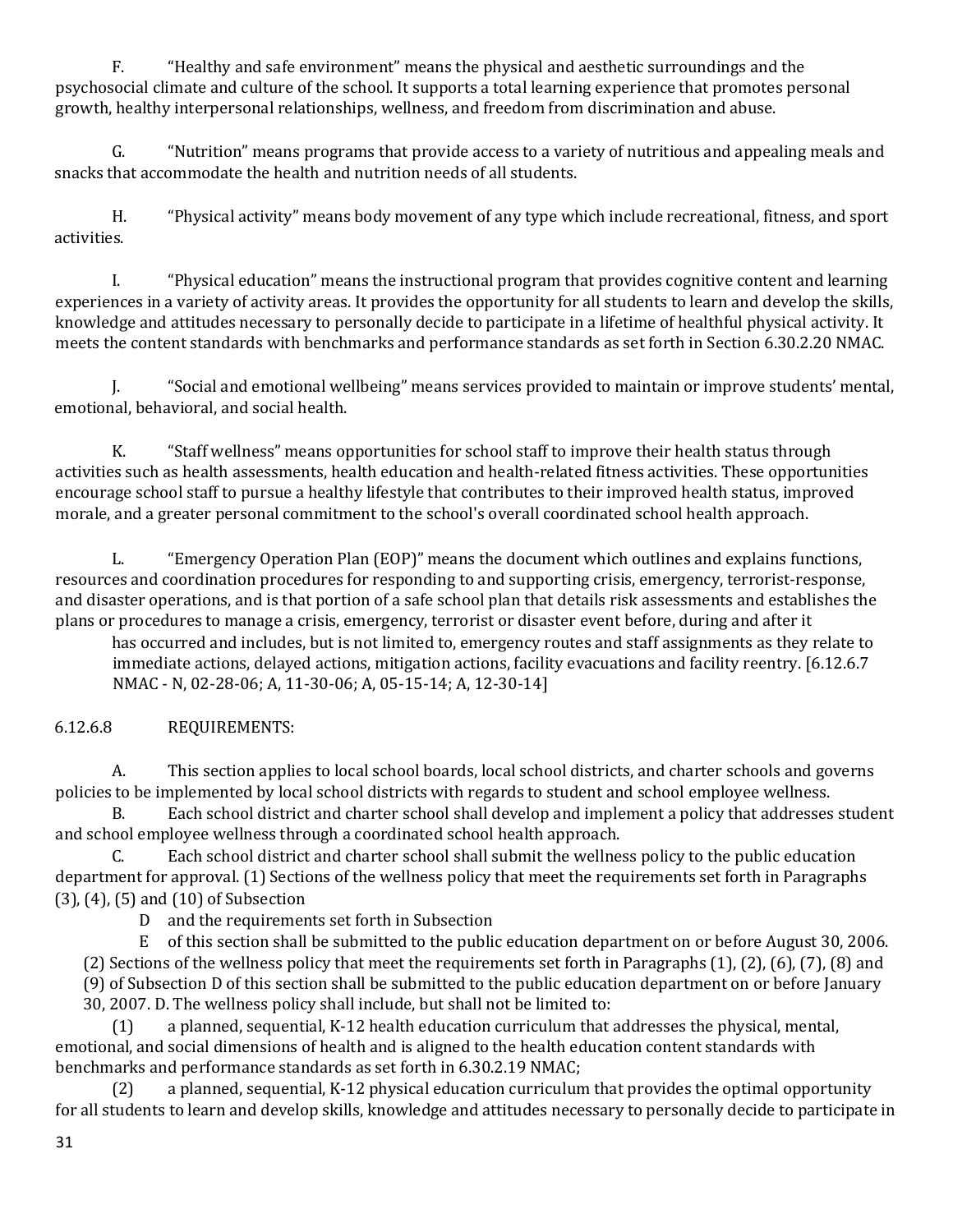F. "Healthy and safe environment" means the physical and aesthetic surroundings and the psychosocial climate and culture of the school. It supports a total learning experience that promotes personal growth, healthy interpersonal relationships, wellness, and freedom from discrimination and abuse.

G. "Nutrition" means programs that provide access to a variety of nutritious and appealing meals and snacks that accommodate the health and nutrition needs of all students.

H. "Physical activity" means body movement of any type which include recreational, fitness, and sport activities.

I. "Physical education" means the instructional program that provides cognitive content and learning experiences in a variety of activity areas. It provides the opportunity for all students to learn and develop the skills, knowledge and attitudes necessary to personally decide to participate in a lifetime of healthful physical activity. It meets the content standards with benchmarks and performance standards as set forth in Section 6.30.2.20 NMAC.

J. "Social and emotional wellbeing" means services provided to maintain or improve students' mental, emotional, behavioral, and social health.

K. "Staff wellness" means opportunities for school staff to improve their health status through activities such as health assessments, health education and health-related fitness activities. These opportunities encourage school staff to pursue a healthy lifestyle that contributes to their improved health status, improved morale, and a greater personal commitment to the school's overall coordinated school health approach.

L. "Emergency Operation Plan (EOP)" means the document which outlines and explains functions, resources and coordination procedures for responding to and supporting crisis, emergency, terrorist-response, and disaster operations, and is that portion of a safe school plan that details risk assessments and establishes the plans or procedures to manage a crisis, emergency, terrorist or disaster event before, during and after it has occurred and includes, but is not limited to, emergency routes and staff assignments as they relate to immediate actions, delayed actions, mitigation actions, facility evacuations and facility reentry. [6.12.6.7 NMAC - N, 02-28-06; A, 11-30-06; A, 05-15-14; A, 12-30-14]

6.12.6.8 REQUIREMENTS:

A. This section applies to local school boards, local school districts, and charter schools and governs policies to be implemented by local school districts with regards to student and school employee wellness.

B. Each school district and charter school shall develop and implement a policy that addresses student and school employee wellness through a coordinated school health approach.

C. Each school district and charter school shall submit the wellness policy to the public education department for approval. (1) Sections of the wellness policy that meet the requirements set forth in Paragraphs (3), (4), (5) and (10) of Subsection D and the requirements set forth in Subsection E of this section shall be submitted to the public education department on or before August 30, 2006. (2) Sections of the wellness policy that meet the requirements set forth in Paragraphs (1), (2), (6), (7), (8) and (9) of Subsection D of this section shall be submitted to the public education department on or before January 30, 2007. D. The wellness policy shall include, but shall not be limited to:

(1) a planned, sequential, K-12 health education curriculum that addresses the physical, mental, emotional, and social dimensions of health and is aligned to the health education content standards with benchmarks and performance standards as set forth in 6.30.2.19 NMAC;

(2) a planned, sequential, K-12 physical education curriculum that provides the optimal opportunity for all students to learn and develop skills, knowledge and attitudes necessary to personally decide to participate in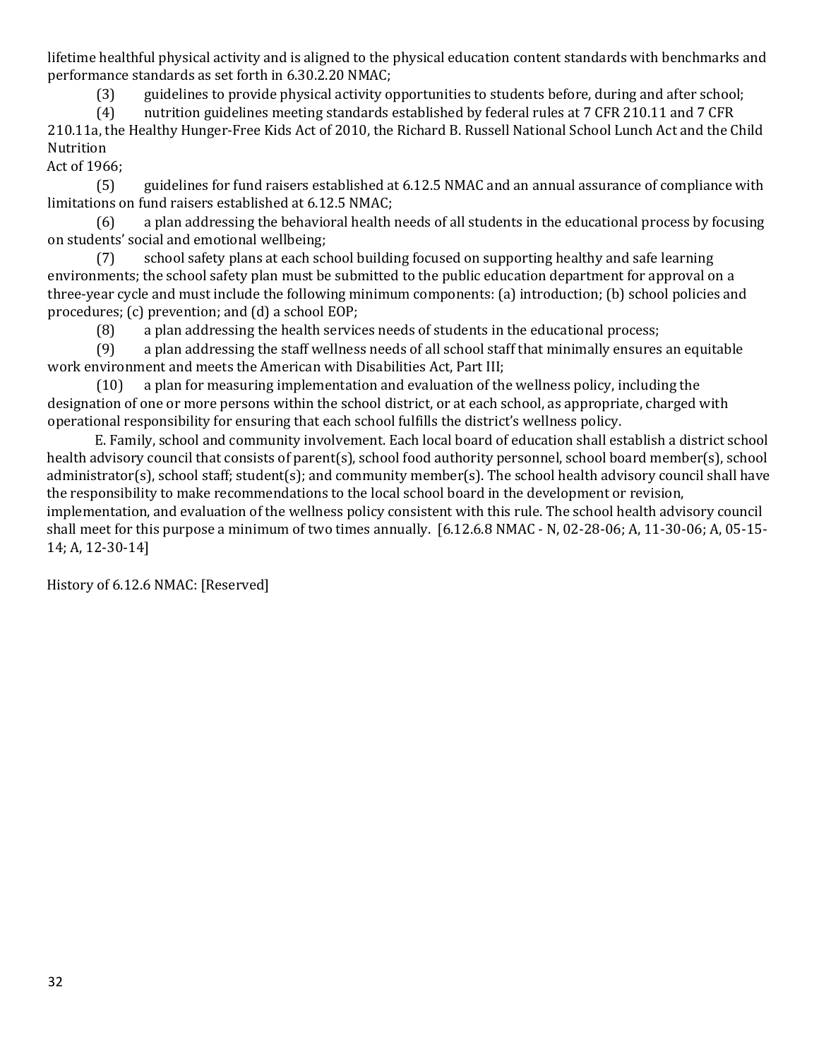lifetime healthful physical activity and is aligned to the physical education content standards with benchmarks and performance standards as set forth in 6.30.2.20 NMAC;

(3) guidelines to provide physical activity opportunities to students before, during and after school;

(4) nutrition guidelines meeting standards established by federal rules at 7 CFR 210.11 and 7 CFR 210.11a, the Healthy Hunger-Free Kids Act of 2010, the Richard B. Russell National School Lunch Act and the Child Nutrition Act of 1966;

(5) guidelines for fund raisers established at 6.12.5 NMAC and an annual assurance of compliance with limitations on fund raisers established at 6.12.5 NMAC;

(6) a plan addressing the behavioral health needs of all students in the educational process by focusing on students' social and emotional wellbeing;

(7) school safety plans at each school building focused on supporting healthy and safe learning environments; the school safety plan must be submitted to the public education department for approval on a three-year cycle and must include the following minimum components: (a) introduction; (b) school policies and procedures; (c) prevention; and (d) a school EOP;

(8) a plan addressing the health services needs of students in the educational process;

(9) a plan addressing the staff wellness needs of all school staff that minimally ensures an equitable work environment and meets the American with Disabilities Act, Part III;

(10) a plan for measuring implementation and evaluation of the wellness policy, including the designation of one or more persons within the school district, or at each school, as appropriate, charged with operational responsibility for ensuring that each school fulfills the district's wellness policy.

E. Family, school and community involvement. Each local board of education shall establish a district school health advisory council that consists of parent(s), school food authority personnel, school board member(s), school administrator(s), school staff; student(s); and community member(s). The school health advisory council shall have the responsibility to make recommendations to the local school board in the development or revision, implementation, and evaluation of the wellness policy consistent with this rule. The school health advisory council shall meet for this purpose a minimum of two times annually. [6.12.6.8 NMAC - N, 02-28-06; A, 11-30-06; A, 05-15-14; A, 12-30-14]

History of 6.12.6 NMAC: [Reserved]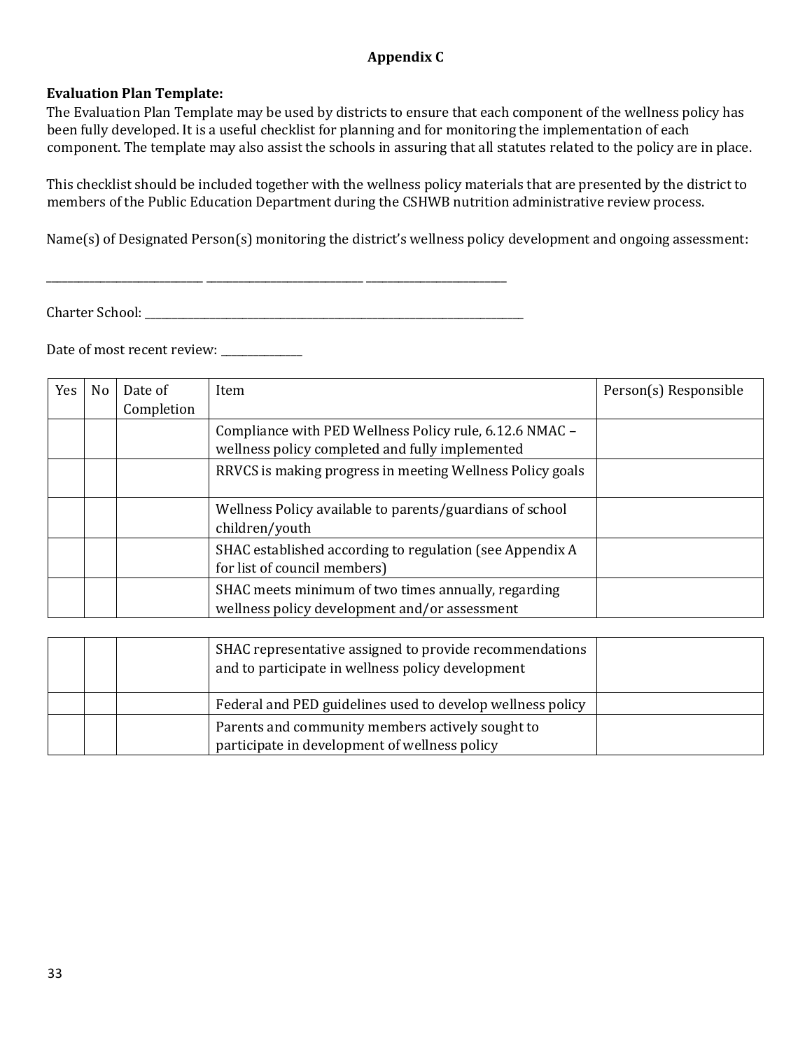# Appendix C

**Evaluation Plan Template:**
The Evaluation Plan Template may be used by districts to ensure that each component of the wellness policy has been fully developed. It is a useful checklist for planning and for monitoring the implementation of each component. The template may also assist the schools in assuring that all statutes related to the policy are in place.

This checklist should be included together with the wellness policy materials that are presented by the district to members of the Public Education Department during the CSHWB nutrition administrative review process.

Name(s) of Designated Person(s) monitoring the district's wellness policy development and ongoing assessment:

_____________________________ _____________________________ ___________________________

Charter School: ______________________________________________________________________

Date of most recent review: _______________

| Yes | No | Date of Completion | Item | Person(s) Responsible |
|---|---|---|---|---|
| | | | Compliance with PED Wellness Policy rule, 6.12.6 NMAC – wellness policy completed and fully implemented | |
| | | | RRVCS is making progress in meeting Wellness Policy goals | |
| | | | Wellness Policy available to parents/guardians of school children/youth | |
| | | | SHAC established according to regulation (see Appendix A for list of council members) | |
| | | | SHAC meets minimum of two times annually, regarding wellness policy development and/or assessment | |
| | | | SHAC representative assigned to provide recommendations and to participate in wellness policy development | |
| | | | Federal and PED guidelines used to develop wellness policy | |
| | | | Parents and community members actively sought to participate in development of wellness policy | |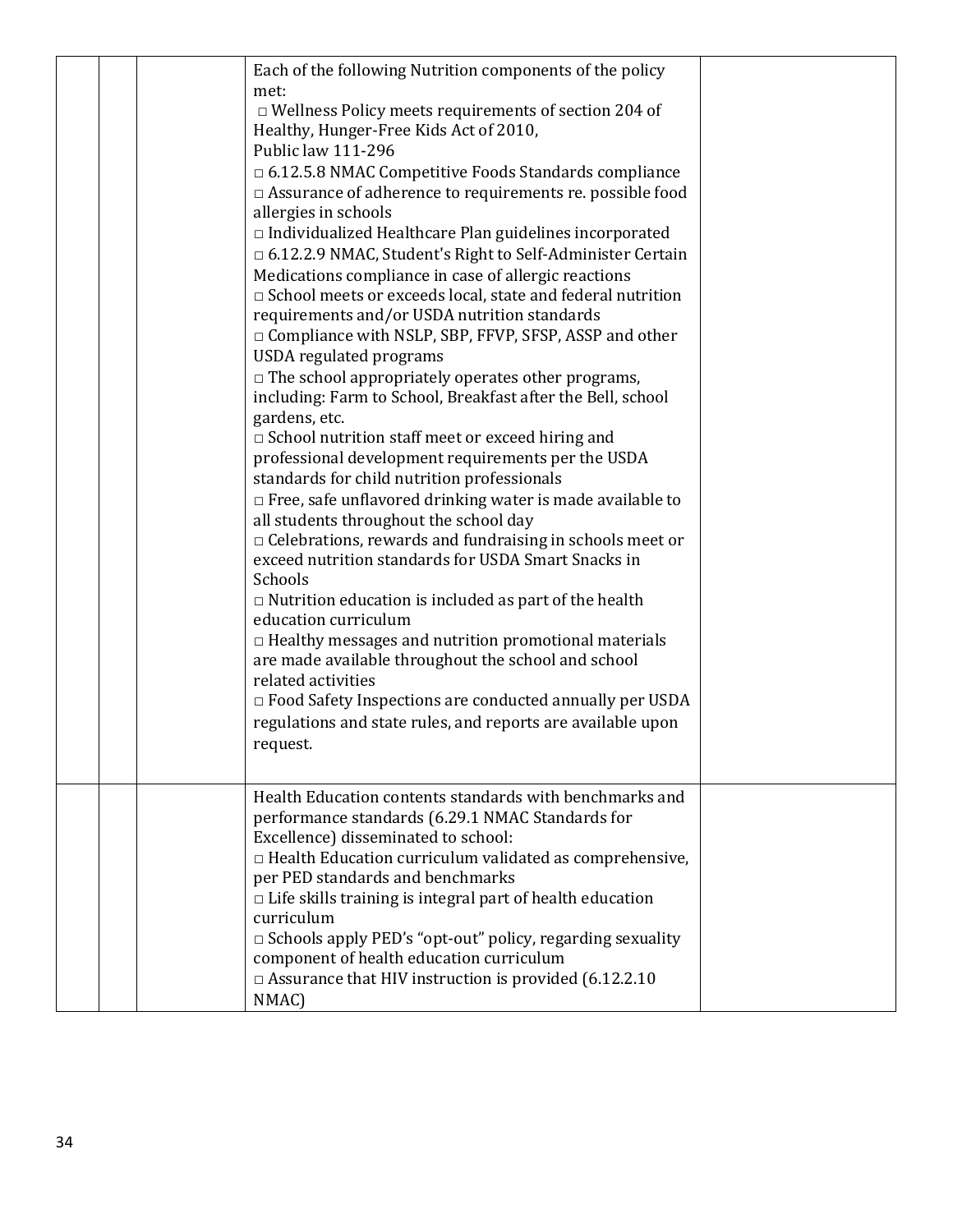| | | | | |
|---|---|---|---|---|
| | | | Each of the following Nutrition components of the policy met:<br>□ Wellness Policy meets requirements of section 204 of Healthy, Hunger-Free Kids Act of 2010, Public law 111-296<br>□ 6.12.5.8 NMAC Competitive Foods Standards compliance<br>□ Assurance of adherence to requirements re. possible food allergies in schools<br>□ Individualized Healthcare Plan guidelines incorporated<br>□ 6.12.2.9 NMAC, Student's Right to Self-Administer Certain Medications compliance in case of allergic reactions<br>□ School meets or exceeds local, state and federal nutrition requirements and/or USDA nutrition standards<br>□ Compliance with NSLP, SBP, FFVP, SFSP, ASSP and other USDA regulated programs<br>□ The school appropriately operates other programs, including: Farm to School, Breakfast after the Bell, school gardens, etc.<br>□ School nutrition staff meet or exceed hiring and professional development requirements per the USDA standards for child nutrition professionals<br>□ Free, safe unflavored drinking water is made available to all students throughout the school day<br>□ Celebrations, rewards and fundraising in schools meet or exceed nutrition standards for USDA Smart Snacks in Schools<br>□ Nutrition education is included as part of the health education curriculum<br>□ Healthy messages and nutrition promotional materials are made available throughout the school and school related activities<br>□ Food Safety Inspections are conducted annually per USDA regulations and state rules, and reports are available upon request. | |
| | | | Health Education contents standards with benchmarks and performance standards (6.29.1 NMAC Standards for Excellence) disseminated to school:<br>□ Health Education curriculum validated as comprehensive, per PED standards and benchmarks<br>□ Life skills training is integral part of health education curriculum<br>□ Schools apply PED's "opt-out" policy, regarding sexuality component of health education curriculum<br>□ Assurance that HIV instruction is provided (6.12.2.10 NMAC) | |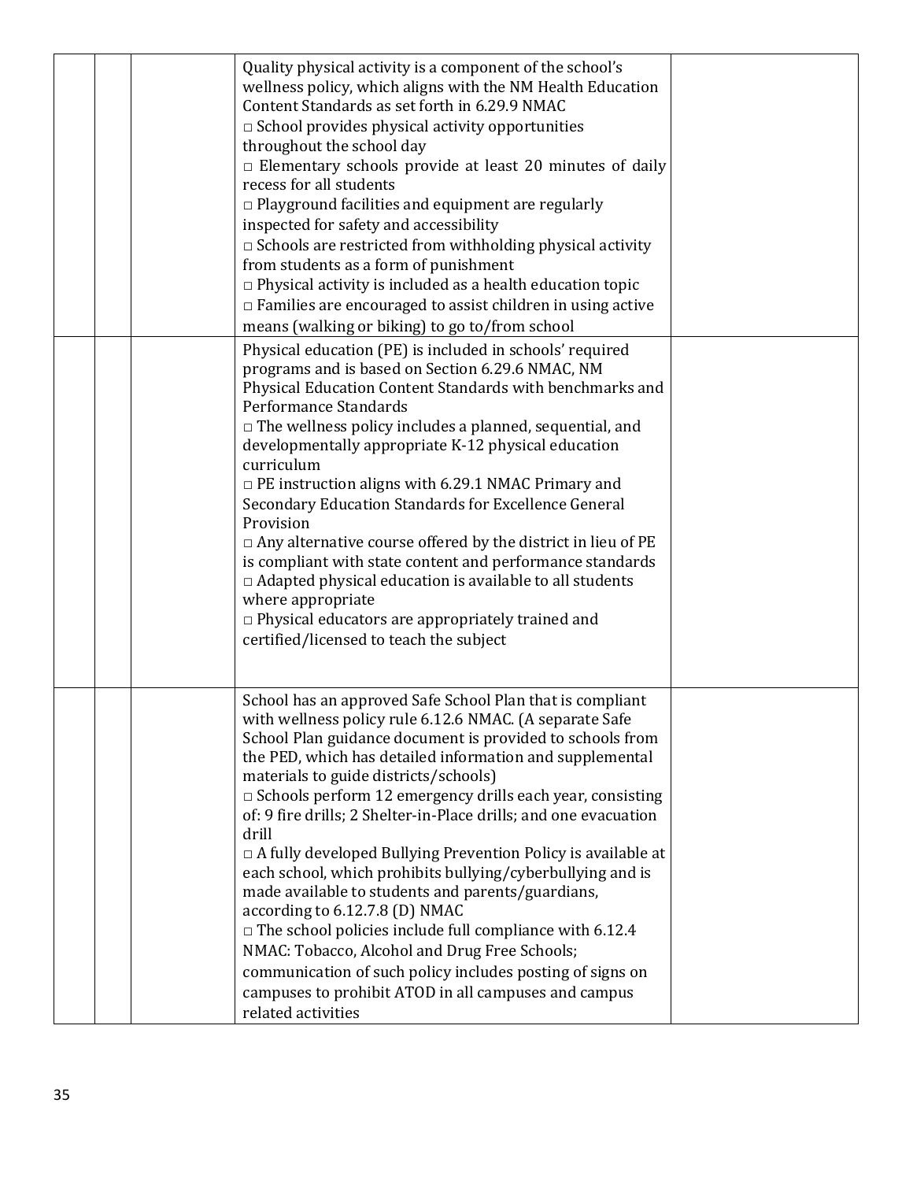| | | | | |
|---|---|---|---|---|
| | | | Quality physical activity is a component of the school's wellness policy, which aligns with the NM Health Education Content Standards as set forth in 6.29.9 NMAC<br>□ School provides physical activity opportunities throughout the school day<br>□ Elementary schools provide at least 20 minutes of daily recess for all students<br>□ Playground facilities and equipment are regularly inspected for safety and accessibility<br>□ Schools are restricted from withholding physical activity from students as a form of punishment<br>□ Physical activity is included as a health education topic<br>□ Families are encouraged to assist children in using active means (walking or biking) to go to/from school | |
| | | | Physical education (PE) is included in schools' required programs and is based on Section 6.29.6 NMAC, NM Physical Education Content Standards with benchmarks and Performance Standards<br>□ The wellness policy includes a planned, sequential, and developmentally appropriate K-12 physical education curriculum<br>□ PE instruction aligns with 6.29.1 NMAC Primary and Secondary Education Standards for Excellence General Provision<br>□ Any alternative course offered by the district in lieu of PE is compliant with state content and performance standards<br>□ Adapted physical education is available to all students where appropriate<br>□ Physical educators are appropriately trained and certified/licensed to teach the subject | |
| | | | School has an approved Safe School Plan that is compliant with wellness policy rule 6.12.6 NMAC. (A separate Safe School Plan guidance document is provided to schools from the PED, which has detailed information and supplemental materials to guide districts/schools)<br>□ Schools perform 12 emergency drills each year, consisting of: 9 fire drills; 2 Shelter-in-Place drills; and one evacuation drill<br>□ A fully developed Bullying Prevention Policy is available at each school, which prohibits bullying/cyberbullying and is made available to students and parents/guardians, according to 6.12.7.8 (D) NMAC<br>□ The school policies include full compliance with 6.12.4 NMAC: Tobacco, Alcohol and Drug Free Schools; communication of such policy includes posting of signs on campuses to prohibit ATOD in all campuses and campus related activities | |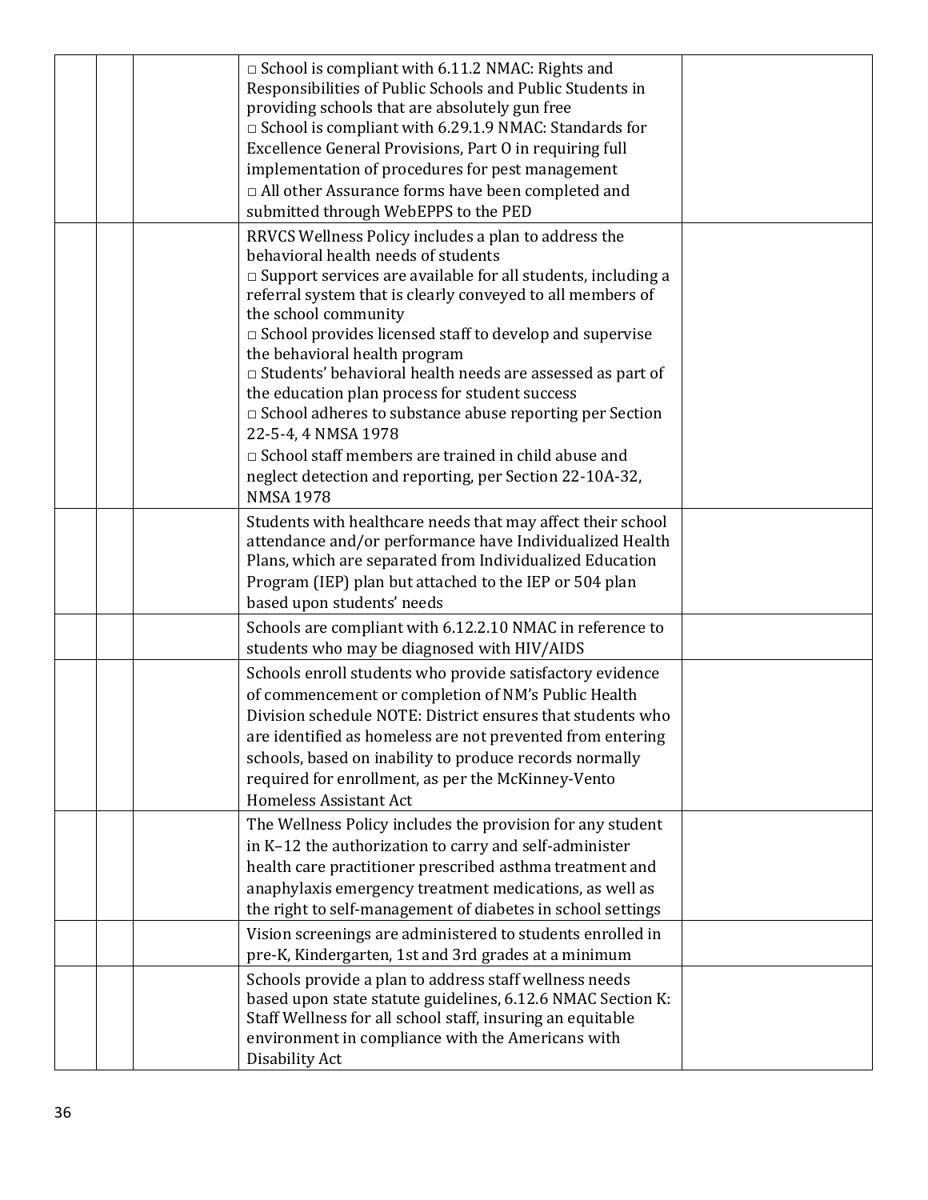| | | | | |
|---|---|---|---|---|
| | | | □ School is compliant with 6.11.2 NMAC: Rights and Responsibilities of Public Schools and Public Students in providing schools that are absolutely gun free<br>□ School is compliant with 6.29.1.9 NMAC: Standards for Excellence General Provisions, Part O in requiring full implementation of procedures for pest management<br>□ All other Assurance forms have been completed and submitted through WebEPPS to the PED | |
| | | | RRVCS Wellness Policy includes a plan to address the behavioral health needs of students<br>□ Support services are available for all students, including a referral system that is clearly conveyed to all members of the school community<br>□ School provides licensed staff to develop and supervise the behavioral health program<br>□ Students' behavioral health needs are assessed as part of the education plan process for student success<br>□ School adheres to substance abuse reporting per Section 22-5-4, 4 NMSA 1978<br>□ School staff members are trained in child abuse and neglect detection and reporting, per Section 22-10A-32, NMSA 1978 | |
| | | | Students with healthcare needs that may affect their school attendance and/or performance have Individualized Health Plans, which are separated from Individualized Education Program (IEP) plan but attached to the IEP or 504 plan based upon students' needs | |
| | | | Schools are compliant with 6.12.2.10 NMAC in reference to students who may be diagnosed with HIV/AIDS | |
| | | | Schools enroll students who provide satisfactory evidence of commencement or completion of NM's Public Health Division schedule NOTE: District ensures that students who are identified as homeless are not prevented from entering schools, based on inability to produce records normally required for enrollment, as per the McKinney-Vento Homeless Assistant Act | |
| | | | The Wellness Policy includes the provision for any student in K–12 the authorization to carry and self-administer health care practitioner prescribed asthma treatment and anaphylaxis emergency treatment medications, as well as the right to self-management of diabetes in school settings | |
| | | | Vision screenings are administered to students enrolled in pre-K, Kindergarten, 1st and 3rd grades at a minimum | |
| | | | Schools provide a plan to address staff wellness needs based upon state statute guidelines, 6.12.6 NMAC Section K: Staff Wellness for all school staff, insuring an equitable environment in compliance with the Americans with Disability Act | |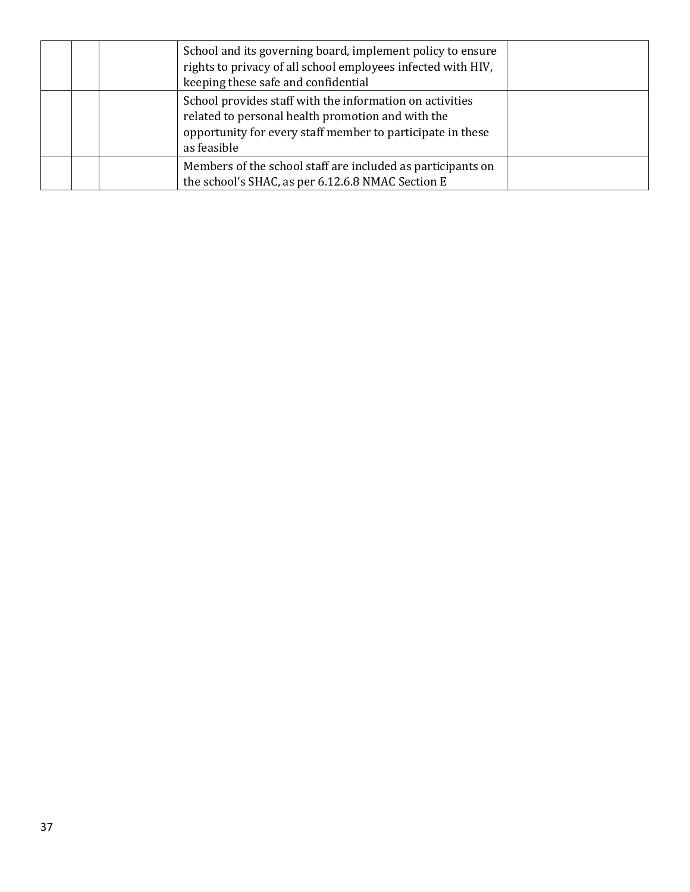| | | | | |
|---|---|---|---|---|
| | | | School and its governing board, implement policy to ensure rights to privacy of all school employees infected with HIV, keeping these safe and confidential | |
| | | | School provides staff with the information on activities related to personal health promotion and with the opportunity for every staff member to participate in these as feasible | |
| | | | Members of the school staff are included as participants on the school's SHAC, as per 6.12.6.8 NMAC Section E | |